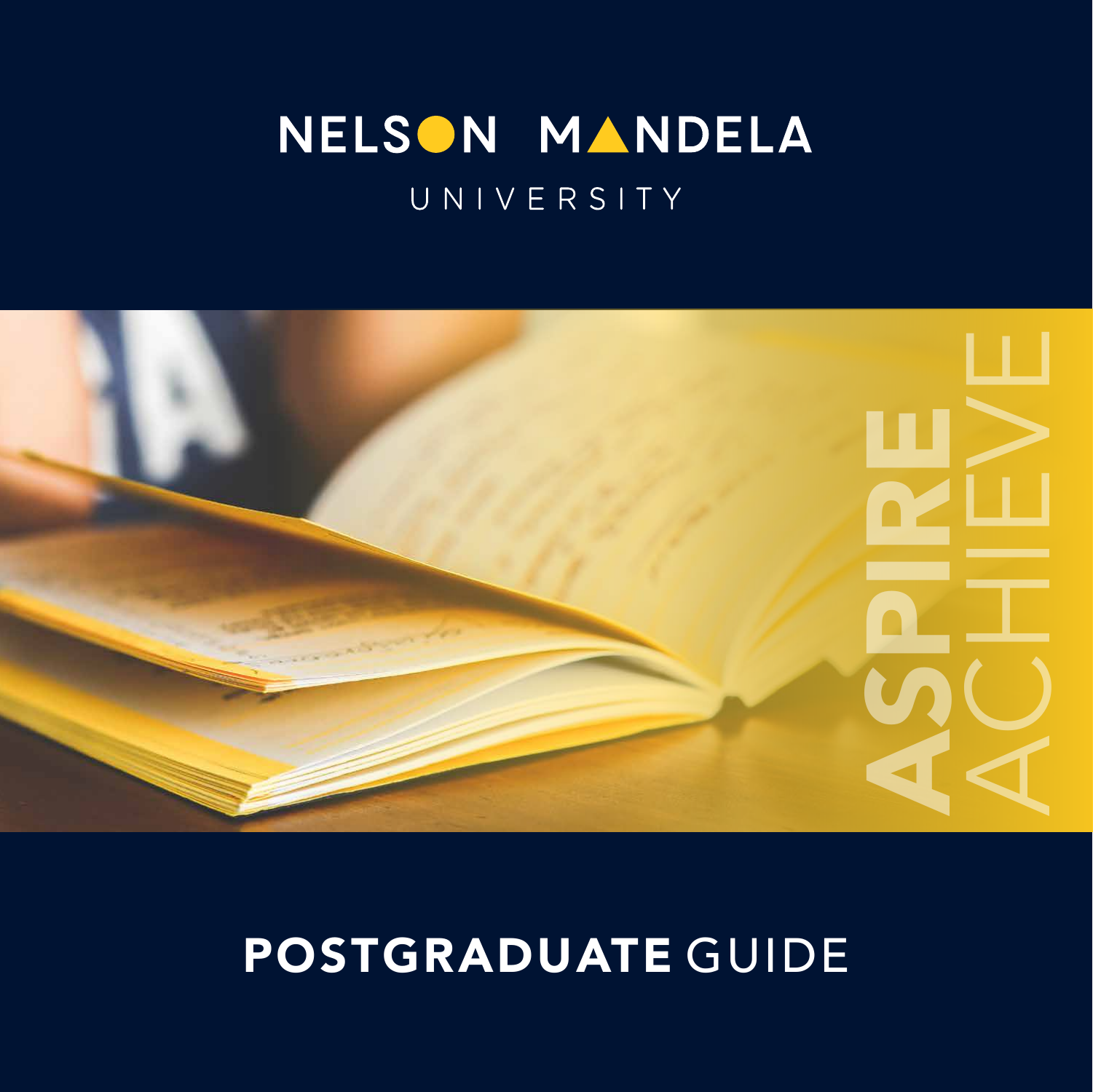# NELSON MANDELA

UNIVERSITY

ASPIRE

ACHIEVE

# POSTGRADUATE GUIDE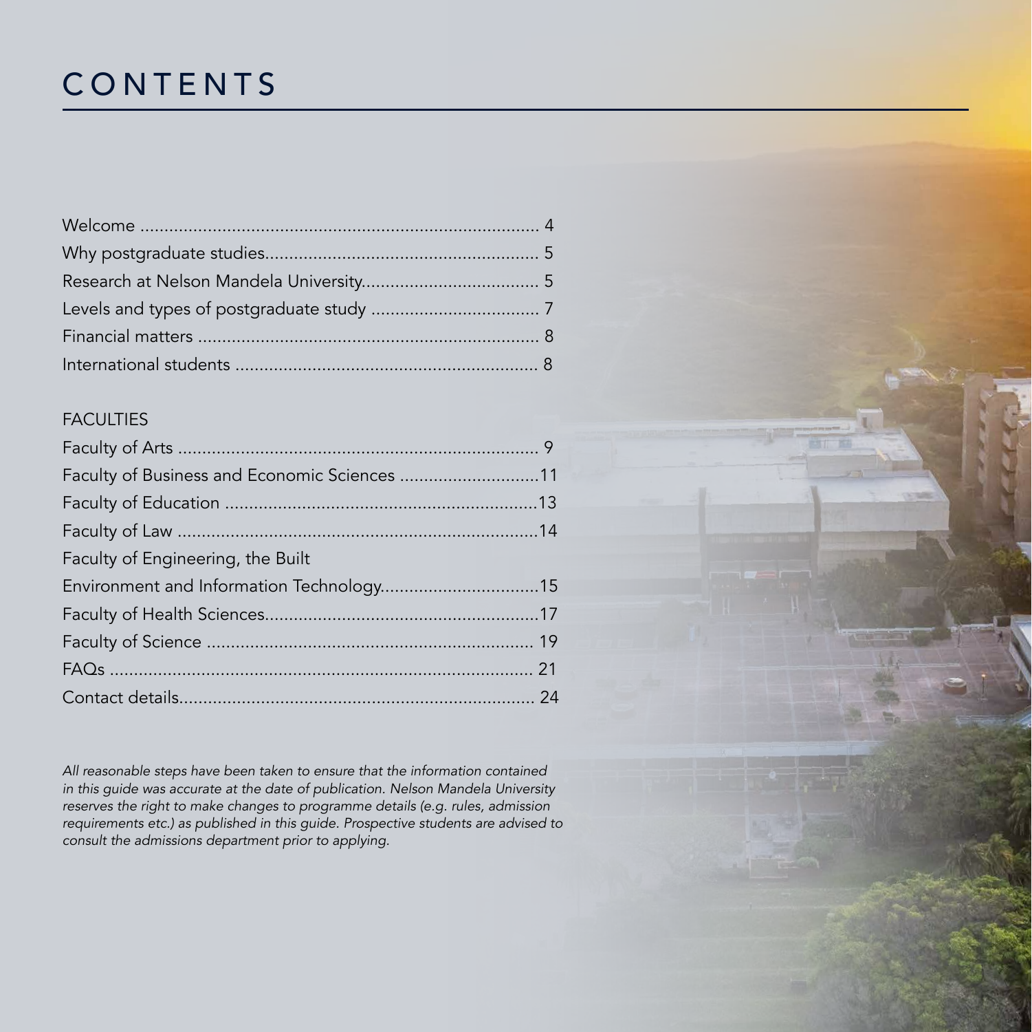# CONTENTS

| | |
|---|---|
| Welcome | 4 |
| Why postgraduate studies | 5 |
| Research at Nelson Mandela University | 5 |
| Levels and types of postgraduate study | 7 |
| Financial matters | 8 |
| International students | 8 |

## FACULTIES

| | |
|---|---|
| Faculty of Arts | 9 |
| Faculty of Business and Economic Sciences | 11 |
| Faculty of Education | 13 |
| Faculty of Law | 14 |
| Faculty of Engineering, the Built Environment and Information Technology | 15 |
| Faculty of Health Sciences | 17 |
| Faculty of Science | 19 |
| FAQs | 21 |
| Contact details | 24 |

*All reasonable steps have been taken to ensure that the information contained in this guide was accurate at the date of publication. Nelson Mandela University reserves the right to make changes to programme details (e.g. rules, admission requirements etc.) as published in this guide. Prospective students are advised to consult the admissions department prior to applying.*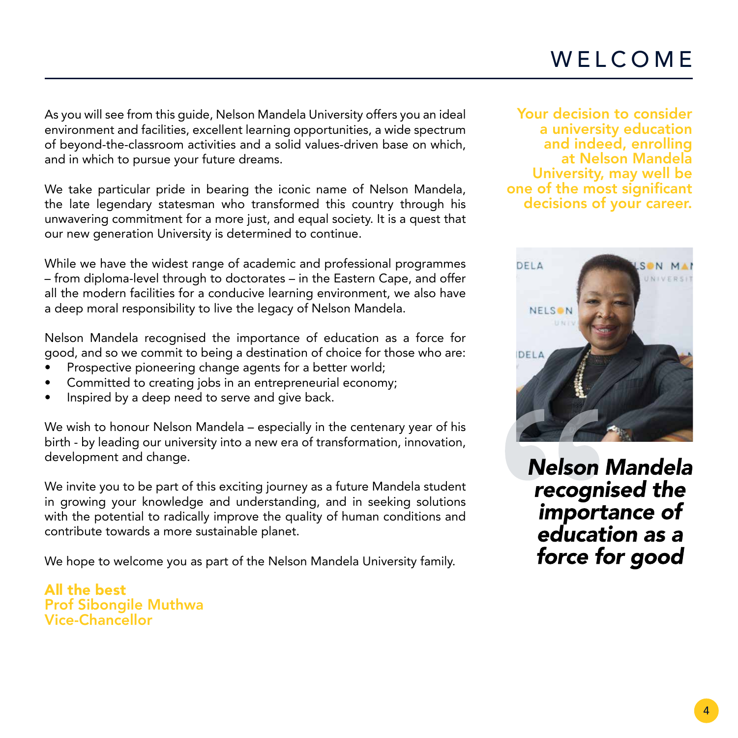# WELCOME

As you will see from this guide, Nelson Mandela University offers you an ideal environment and facilities, excellent learning opportunities, a wide spectrum of beyond-the-classroom activities and a solid values-driven base on which, and in which to pursue your future dreams.

We take particular pride in bearing the iconic name of Nelson Mandela, the late legendary statesman who transformed this country through his unwavering commitment for a more just, and equal society. It is a quest that our new generation University is determined to continue.

While we have the widest range of academic and professional programmes – from diploma-level through to doctorates – in the Eastern Cape, and offer all the modern facilities for a conducive learning environment, we also have a deep moral responsibility to live the legacy of Nelson Mandela.

Nelson Mandela recognised the importance of education as a force for good, and so we commit to being a destination of choice for those who are:

- Prospective pioneering change agents for a better world;
- Committed to creating jobs in an entrepreneurial economy;
- Inspired by a deep need to serve and give back.

We wish to honour Nelson Mandela – especially in the centenary year of his birth - by leading our university into a new era of transformation, innovation, development and change.

We invite you to be part of this exciting journey as a future Mandela student in growing your knowledge and understanding, and in seeking solutions with the potential to radically improve the quality of human conditions and contribute towards a more sustainable planet.

We hope to welcome you as part of the Nelson Mandela University family.

**All the best**
**Prof Sibongile Muthwa**
**Vice-Chancellor**

**Your decision to consider a university education and indeed, enrolling at Nelson Mandela University, may well be one of the most significant decisions of your career.**

***Nelson Mandela recognised the importance of education as a force for good***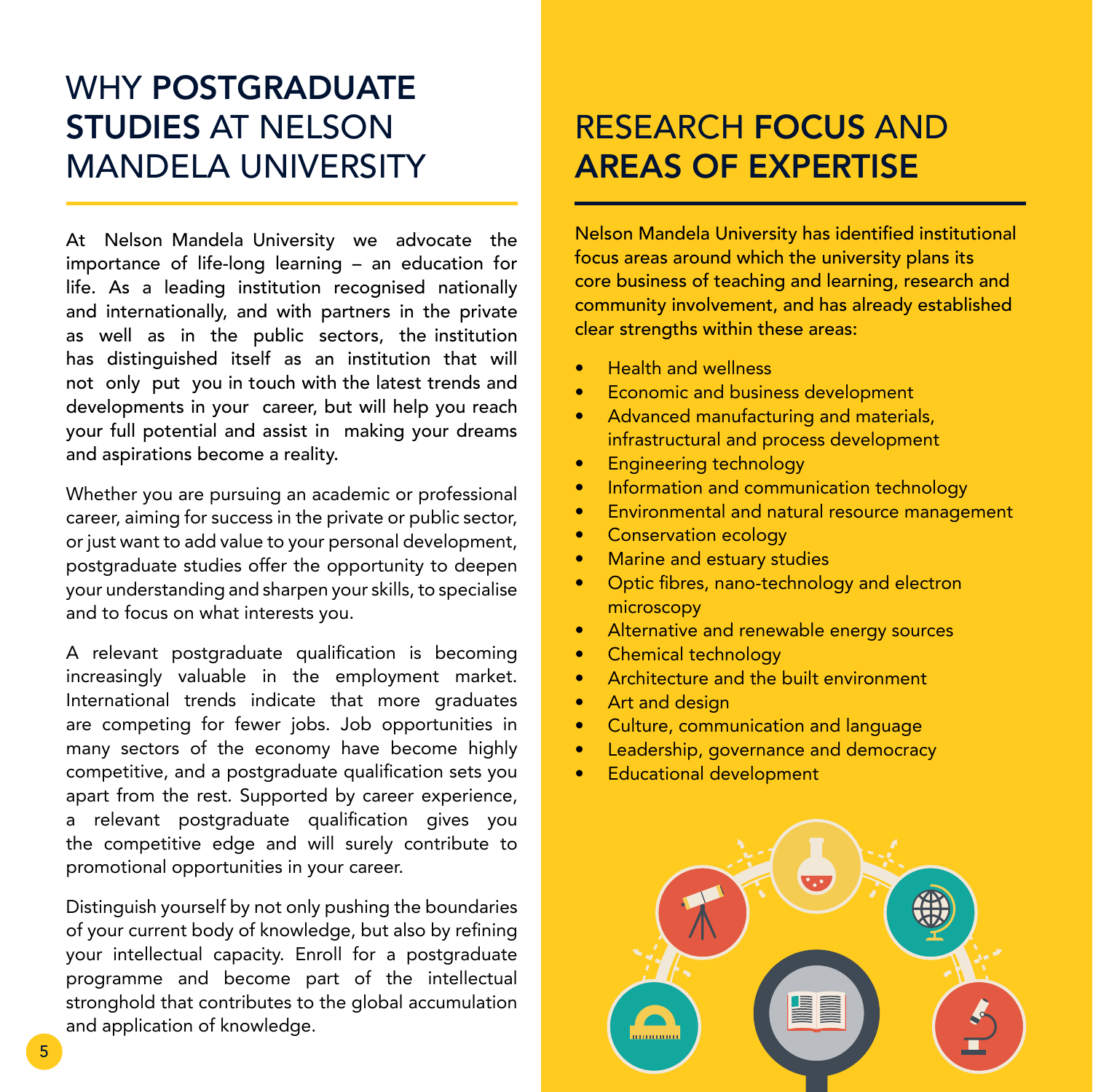# WHY **POSTGRADUATE STUDIES** AT NELSON MANDELA UNIVERSITY

At Nelson Mandela University we advocate the importance of life-long learning – an education for life. As a leading institution recognised nationally and internationally, and with partners in the private as well as in the public sectors, the institution has distinguished itself as an institution that will not only put you in touch with the latest trends and developments in your career, but will help you reach your full potential and assist in making your dreams and aspirations become a reality.

Whether you are pursuing an academic or professional career, aiming for success in the private or public sector, or just want to add value to your personal development, postgraduate studies offer the opportunity to deepen your understanding and sharpen your skills, to specialise and to focus on what interests you.

A relevant postgraduate qualification is becoming increasingly valuable in the employment market. International trends indicate that more graduates are competing for fewer jobs. Job opportunities in many sectors of the economy have become highly competitive, and a postgraduate qualification sets you apart from the rest. Supported by career experience, a relevant postgraduate qualification gives you the competitive edge and will surely contribute to promotional opportunities in your career.

Distinguish yourself by not only pushing the boundaries of your current body of knowledge, but also by refining your intellectual capacity. Enroll for a postgraduate programme and become part of the intellectual stronghold that contributes to the global accumulation and application of knowledge.

# RESEARCH **FOCUS** AND **AREAS OF EXPERTISE**

Nelson Mandela University has identified institutional focus areas around which the university plans its core business of teaching and learning, research and community involvement, and has already established clear strengths within these areas:

- Health and wellness
- Economic and business development
- Advanced manufacturing and materials, infrastructural and process development
- Engineering technology
- Information and communication technology
- Environmental and natural resource management
- Conservation ecology
- Marine and estuary studies
- Optic fibres, nano-technology and electron microscopy
- Alternative and renewable energy sources
- Chemical technology
- Architecture and the built environment
- Art and design
- Culture, communication and language
- Leadership, governance and democracy
- Educational development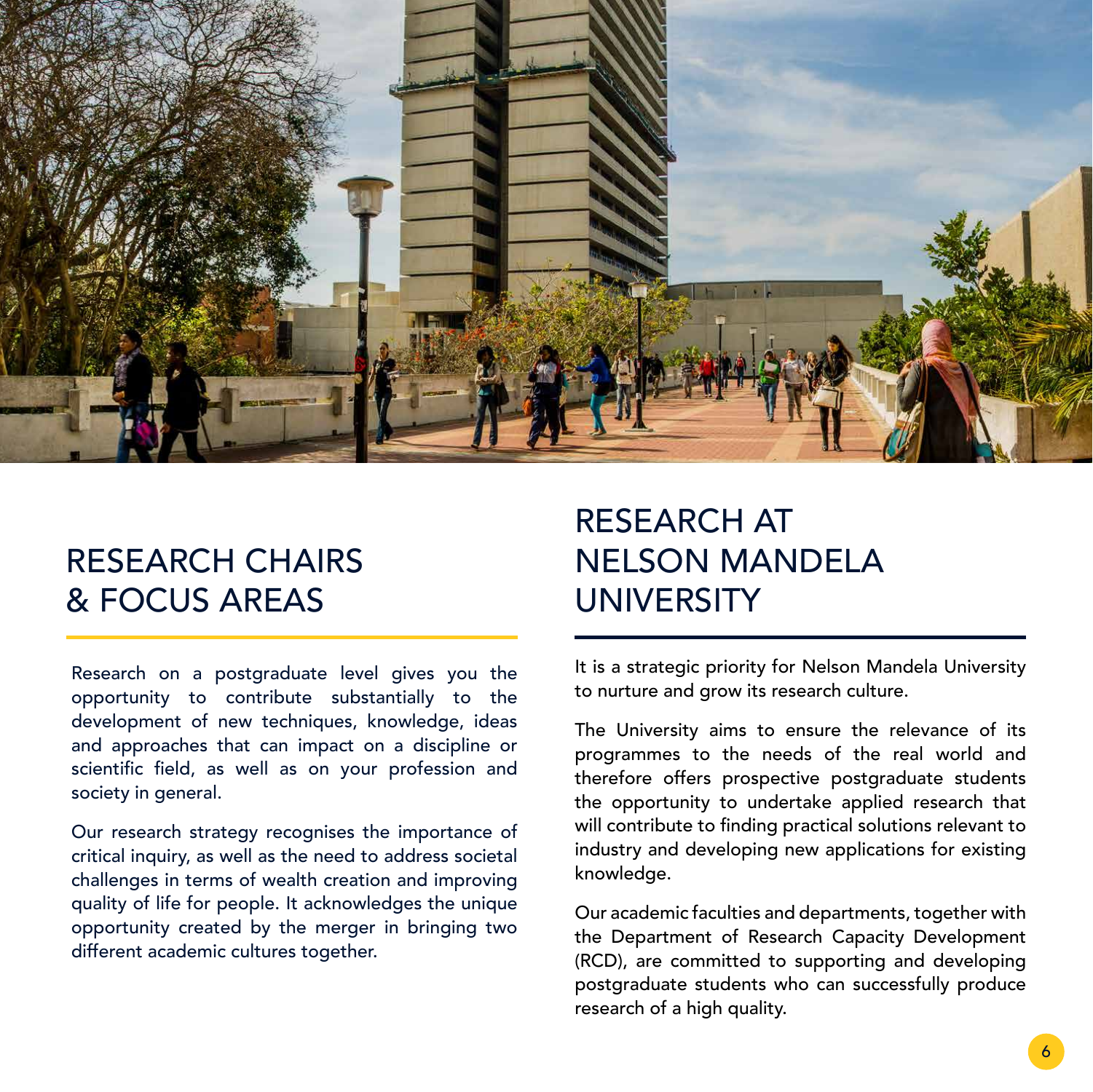# RESEARCH CHAIRS & FOCUS AREAS

Research on a postgraduate level gives you the opportunity to contribute substantially to the development of new techniques, knowledge, ideas and approaches that can impact on a discipline or scientific field, as well as on your profession and society in general.

Our research strategy recognises the importance of critical inquiry, as well as the need to address societal challenges in terms of wealth creation and improving quality of life for people. It acknowledges the unique opportunity created by the merger in bringing two different academic cultures together.

# RESEARCH AT NELSON MANDELA UNIVERSITY

It is a strategic priority for Nelson Mandela University to nurture and grow its research culture.

The University aims to ensure the relevance of its programmes to the needs of the real world and therefore offers prospective postgraduate students the opportunity to undertake applied research that will contribute to finding practical solutions relevant to industry and developing new applications for existing knowledge.

Our academic faculties and departments, together with the Department of Research Capacity Development (RCD), are committed to supporting and developing postgraduate students who can successfully produce research of a high quality.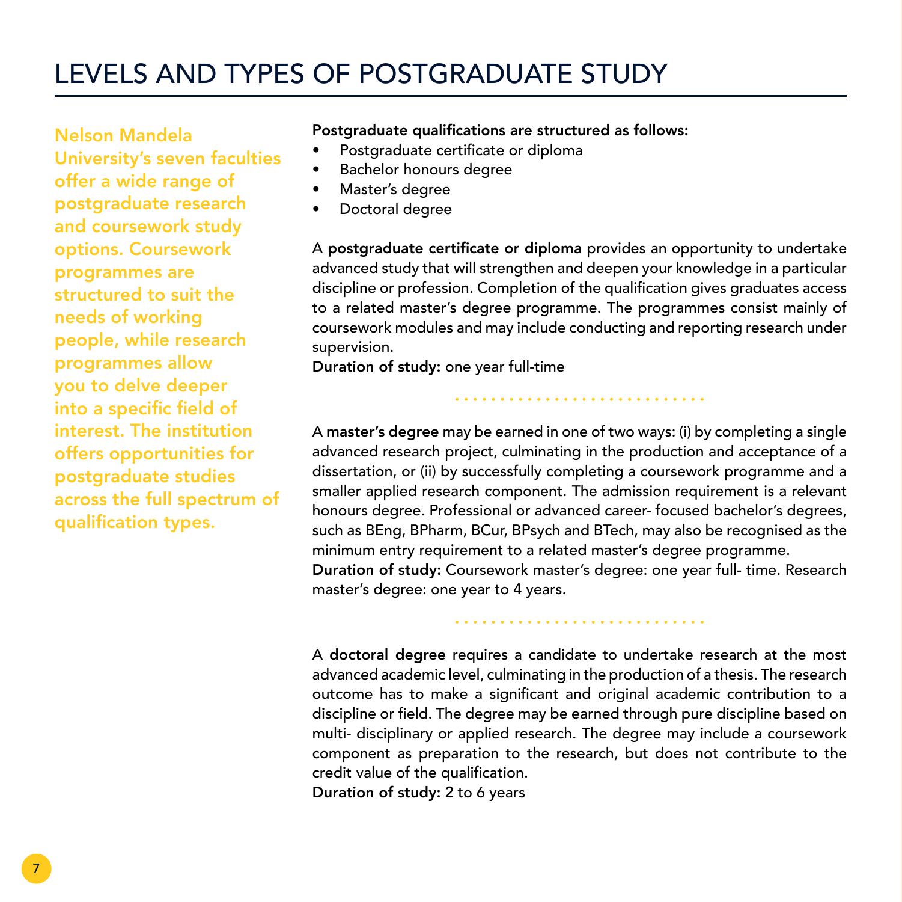# LEVELS AND TYPES OF POSTGRADUATE STUDY

**Nelson Mandela University's seven faculties offer a wide range of postgraduate research and coursework study options. Coursework programmes are structured to suit the needs of working people, while research programmes allow you to delve deeper into a specific field of interest. The institution offers opportunities for postgraduate studies across the full spectrum of qualification types.**

**Postgraduate qualifications are structured as follows:**

- Postgraduate certificate or diploma
- Bachelor honours degree
- Master's degree
- Doctoral degree

A **postgraduate certificate or diploma** provides an opportunity to undertake advanced study that will strengthen and deepen your knowledge in a particular discipline or profession. Completion of the qualification gives graduates access to a related master's degree programme. The programmes consist mainly of coursework modules and may include conducting and reporting research under supervision.
**Duration of study:** one year full-time

A **master's degree** may be earned in one of two ways: (i) by completing a single advanced research project, culminating in the production and acceptance of a dissertation, or (ii) by successfully completing a coursework programme and a smaller applied research component. The admission requirement is a relevant honours degree. Professional or advanced career- focused bachelor's degrees, such as BEng, BPharm, BCur, BPsych and BTech, may also be recognised as the minimum entry requirement to a related master's degree programme.
**Duration of study:** Coursework master's degree: one year full- time. Research master's degree: one year to 4 years.

A **doctoral degree** requires a candidate to undertake research at the most advanced academic level, culminating in the production of a thesis. The research outcome has to make a significant and original academic contribution to a discipline or field. The degree may be earned through pure discipline based on multi- disciplinary or applied research. The degree may include a coursework component as preparation to the research, but does not contribute to the credit value of the qualification.
**Duration of study:** 2 to 6 years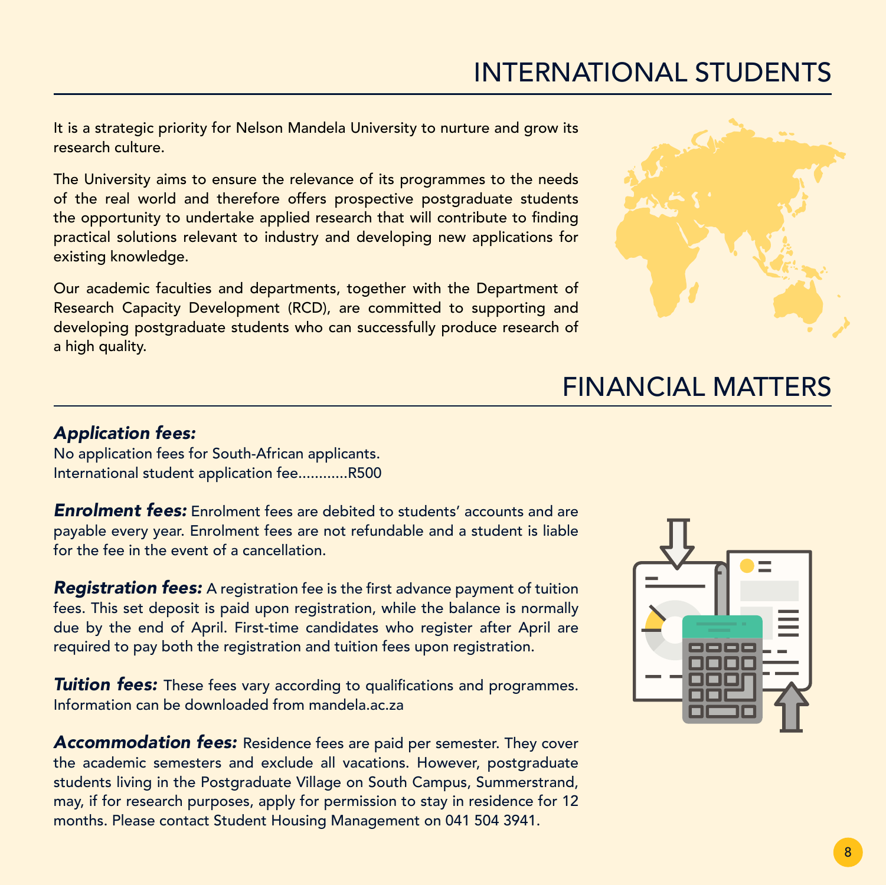# INTERNATIONAL STUDENTS

It is a strategic priority for Nelson Mandela University to nurture and grow its research culture.

The University aims to ensure the relevance of its programmes to the needs of the real world and therefore offers prospective postgraduate students the opportunity to undertake applied research that will contribute to finding practical solutions relevant to industry and developing new applications for existing knowledge.

Our academic faculties and departments, together with the Department of Research Capacity Development (RCD), are committed to supporting and developing postgraduate students who can successfully produce research of a high quality.

# FINANCIAL MATTERS

***Application fees:***
No application fees for South-African applicants.
International student application fee............R500

***Enrolment fees:*** Enrolment fees are debited to students' accounts and are payable every year. Enrolment fees are not refundable and a student is liable for the fee in the event of a cancellation.

***Registration fees:*** A registration fee is the first advance payment of tuition fees. This set deposit is paid upon registration, while the balance is normally due by the end of April. First-time candidates who register after April are required to pay both the registration and tuition fees upon registration.

***Tuition fees:*** These fees vary according to qualifications and programmes. Information can be downloaded from mandela.ac.za

***Accommodation fees:*** Residence fees are paid per semester. They cover the academic semesters and exclude all vacations. However, postgraduate students living in the Postgraduate Village on South Campus, Summerstrand, may, if for research purposes, apply for permission to stay in residence for 12 months. Please contact Student Housing Management on 041 504 3941.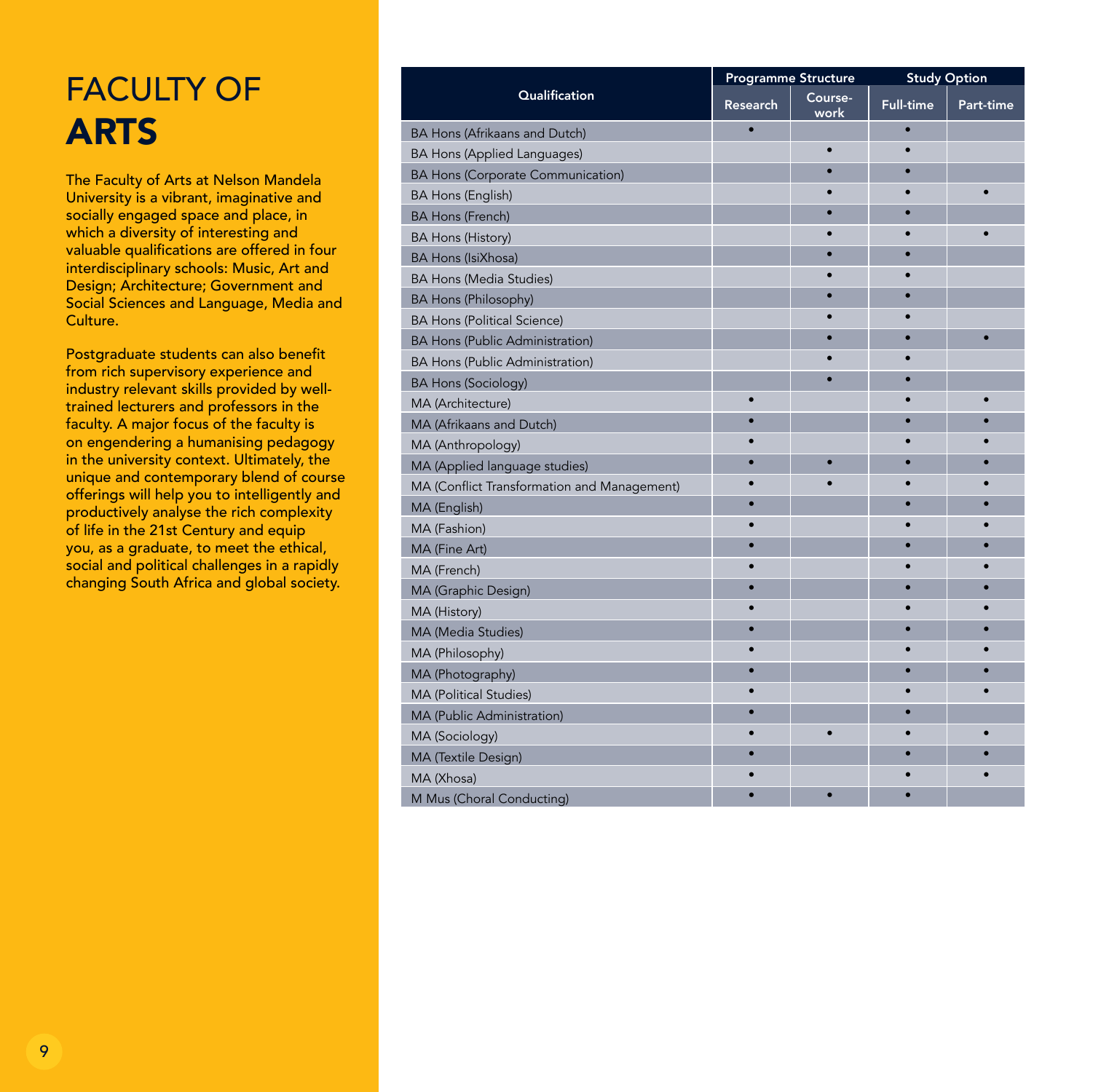# FACULTY OF **ARTS**

The Faculty of Arts at Nelson Mandela University is a vibrant, imaginative and socially engaged space and place, in which a diversity of interesting and valuable qualifications are offered in four interdisciplinary schools: Music, Art and Design; Architecture; Government and Social Sciences and Language, Media and Culture.

Postgraduate students can also benefit from rich supervisory experience and industry relevant skills provided by well-trained lecturers and professors in the faculty. A major focus of the faculty is on engendering a humanising pedagogy in the university context. Ultimately, the unique and contemporary blend of course offerings will help you to intelligently and productively analyse the rich complexity of life in the 21st Century and equip you, as a graduate, to meet the ethical, social and political challenges in a rapidly changing South Africa and global society.

| Qualification | Programme Structure | | Study Option | |
|---|---|---|---|---|
| | Research | Course-work | Full-time | Part-time |
| BA Hons (Afrikaans and Dutch) | • | | • | |
| BA Hons (Applied Languages) | | • | • | |
| BA Hons (Corporate Communication) | | • | • | |
| BA Hons (English) | | • | • | • |
| BA Hons (French) | | • | • | |
| BA Hons (History) | | • | • | • |
| BA Hons (IsiXhosa) | | • | • | |
| BA Hons (Media Studies) | | • | • | |
| BA Hons (Philosophy) | | • | • | |
| BA Hons (Political Science) | | • | • | |
| BA Hons (Public Administration) | | • | • | • |
| BA Hons (Public Administration) | | • | • | |
| BA Hons (Sociology) | | • | • | |
| MA (Architecture) | • | | • | • |
| MA (Afrikaans and Dutch) | • | | • | • |
| MA (Anthropology) | • | | • | • |
| MA (Applied language studies) | • | • | • | • |
| MA (Conflict Transformation and Management) | • | • | • | • |
| MA (English) | • | | • | • |
| MA (Fashion) | • | | • | • |
| MA (Fine Art) | • | | • | • |
| MA (French) | • | | • | • |
| MA (Graphic Design) | • | | • | • |
| MA (History) | • | | • | • |
| MA (Media Studies) | • | | • | • |
| MA (Philosophy) | • | | • | • |
| MA (Photography) | • | | • | • |
| MA (Political Studies) | • | | • | • |
| MA (Public Administration) | • | | • | |
| MA (Sociology) | • | • | • | • |
| MA (Textile Design) | • | | • | • |
| MA (Xhosa) | • | | • | • |
| M Mus (Choral Conducting) | • | • | • | |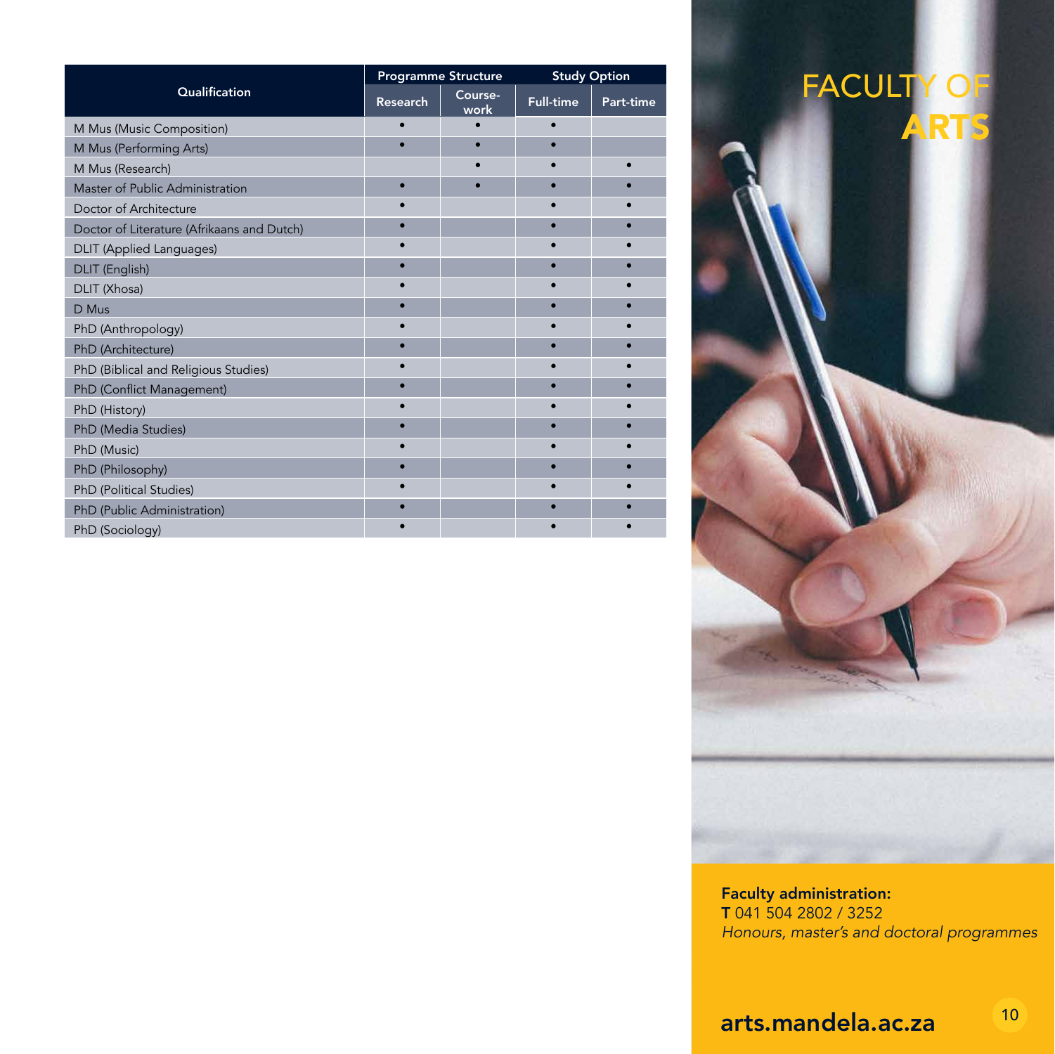| Qualification | Programme Structure | | Study Option | |
|---|---|---|---|---|
| | Research | Course-work | Full-time | Part-time |
| M Mus (Music Composition) | • | • | • | |
| M Mus (Performing Arts) | • | • | • | |
| M Mus (Research) | | • | • | • |
| Master of Public Administration | • | • | • | • |
| Doctor of Architecture | • | | • | • |
| Doctor of Literature (Afrikaans and Dutch) | • | | • | • |
| DLIT (Applied Languages) | • | | • | • |
| DLIT (English) | • | | • | • |
| DLIT (Xhosa) | • | | • | • |
| D Mus | • | | • | • |
| PhD (Anthropology) | • | | • | • |
| PhD (Architecture) | • | | • | • |
| PhD (Biblical and Religious Studies) | • | | • | • |
| PhD (Conflict Management) | • | | • | • |
| PhD (History) | • | | • | • |
| PhD (Media Studies) | • | | • | • |
| PhD (Music) | • | | • | • |
| PhD (Philosophy) | • | | • | • |
| PhD (Political Studies) | • | | • | • |
| PhD (Public Administration) | • | | • | • |
| PhD (Sociology) | • | | • | • |

# FACULTY OF ARTS

**Faculty administration:**
**T** 041 504 2802 / 3252
*Honours, master's and doctoral programmes*

**arts.mandela.ac.za**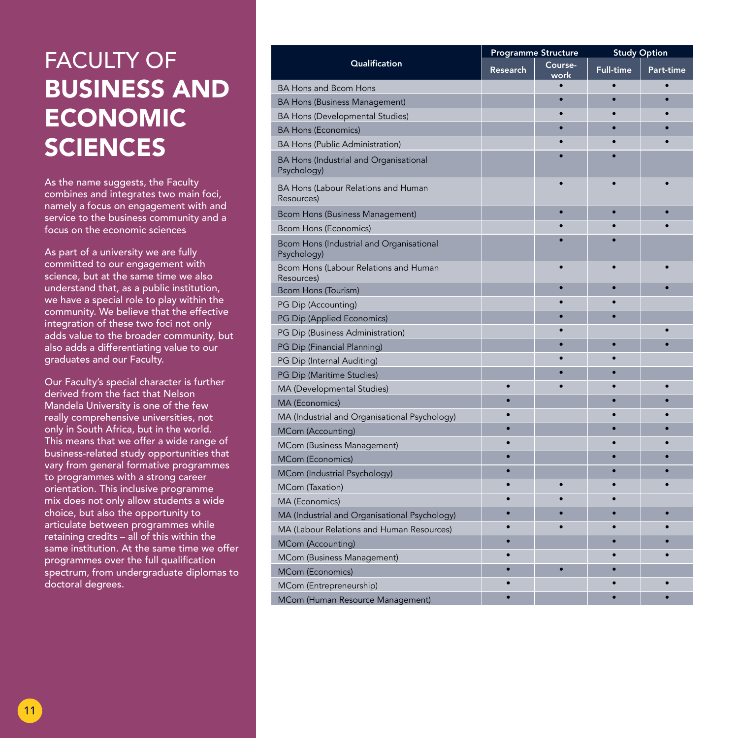# FACULTY OF **BUSINESS AND ECONOMIC SCIENCES**

As the name suggests, the Faculty combines and integrates two main foci, namely a focus on engagement with and service to the business community and a focus on the economic sciences

As part of a university we are fully committed to our engagement with science, but at the same time we also understand that, as a public institution, we have a special role to play within the community. We believe that the effective integration of these two foci not only adds value to the broader community, but also adds a differentiating value to our graduates and our Faculty.

Our Faculty's special character is further derived from the fact that Nelson Mandela University is one of the few really comprehensive universities, not only in South Africa, but in the world. This means that we offer a wide range of business-related study opportunities that vary from general formative programmes to programmes with a strong career orientation. This inclusive programme mix does not only allow students a wide choice, but also the opportunity to articulate between programmes while retaining credits – all of this within the same institution. At the same time we offer programmes over the full qualification spectrum, from undergraduate diplomas to doctoral degrees.

| Qualification | Programme Structure | | Study Option | |
|---|---|---|---|---|
| | Research | Course-work | Full-time | Part-time |
| BA Hons and Bcom Hons | | • | • | • |
| BA Hons (Business Management) | | • | • | • |
| BA Hons (Developmental Studies) | | • | • | • |
| BA Hons (Economics) | | • | • | • |
| BA Hons (Public Administration) | | • | • | • |
| BA Hons (Industrial and Organisational Psychology) | | • | • | |
| BA Hons (Labour Relations and Human Resources) | | • | • | • |
| Bcom Hons (Business Management) | | • | • | • |
| Bcom Hons (Economics) | | • | • | • |
| Bcom Hons (Industrial and Organisational Psychology) | | • | • | |
| Bcom Hons (Labour Relations and Human Resources) | | • | • | • |
| Bcom Hons (Tourism) | | • | • | • |
| PG Dip (Accounting) | | • | • | |
| PG Dip (Applied Economics) | | • | • | |
| PG Dip (Business Administration) | | • | | • |
| PG Dip (Financial Planning) | | • | • | • |
| PG Dip (Internal Auditing) | | • | • | |
| PG Dip (Maritime Studies) | | • | • | |
| MA (Developmental Studies) | • | • | • | • |
| MA (Economics) | • | | • | • |
| MA (Industrial and Organisational Psychology) | • | | • | • |
| MCom (Accounting) | • | | • | • |
| MCom (Business Management) | • | | • | • |
| MCom (Economics) | • | | • | • |
| MCom (Industrial Psychology) | • | | • | • |
| MCom (Taxation) | • | • | • | • |
| MA (Economics) | • | • | • | |
| MA (Industrial and Organisational Psychology) | • | • | • | • |
| MA (Labour Relations and Human Resources) | • | • | • | • |
| MCom (Accounting) | • | | • | • |
| MCom (Business Management) | • | | • | • |
| MCom (Economics) | • | • | • | |
| MCom (Entrepreneurship) | • | | • | • |
| MCom (Human Resource Management) | • | | • | • |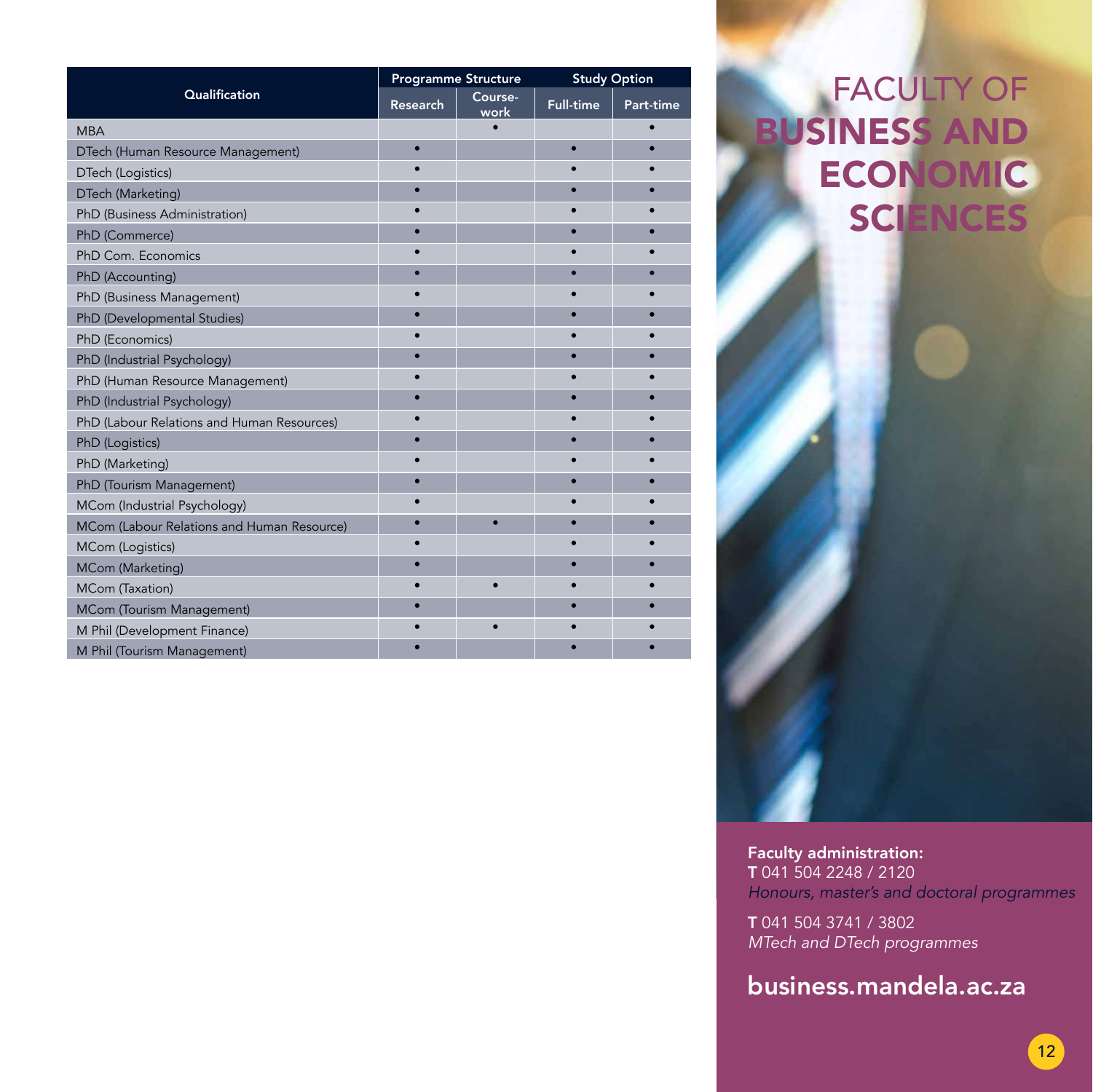# FACULTY OF BUSINESS AND ECONOMIC SCIENCES

| Qualification | Programme Structure | | Study Option | |
|---|---|---|---|---|
| | Research | Course-work | Full-time | Part-time |
| MBA | | • | | • |
| DTech (Human Resource Management) | • | | • | • |
| DTech (Logistics) | • | | • | • |
| DTech (Marketing) | • | | • | • |
| PhD (Business Administration) | • | | • | • |
| PhD (Commerce) | • | | • | • |
| PhD Com. Economics | • | | • | • |
| PhD (Accounting) | • | | • | • |
| PhD (Business Management) | • | | • | • |
| PhD (Developmental Studies) | • | | • | • |
| PhD (Economics) | • | | • | • |
| PhD (Industrial Psychology) | • | | • | • |
| PhD (Human Resource Management) | • | | • | • |
| PhD (Industrial Psychology) | • | | • | • |
| PhD (Labour Relations and Human Resources) | • | | • | • |
| PhD (Logistics) | • | | • | • |
| PhD (Marketing) | • | | • | • |
| PhD (Tourism Management) | • | | • | • |
| MCom (Industrial Psychology) | • | | • | • |
| MCom (Labour Relations and Human Resource) | • | • | • | • |
| MCom (Logistics) | • | | • | • |
| MCom (Marketing) | • | | • | • |
| MCom (Taxation) | • | • | • | • |
| MCom (Tourism Management) | • | | • | • |
| M Phil (Development Finance) | • | • | • | • |
| M Phil (Tourism Management) | • | | • | • |

**Faculty administration:**
**T** 041 504 2248 / 2120
*Honours, master's and doctoral programmes*

**T** 041 504 3741 / 3802
*MTech and DTech programmes*

**business.mandela.ac.za**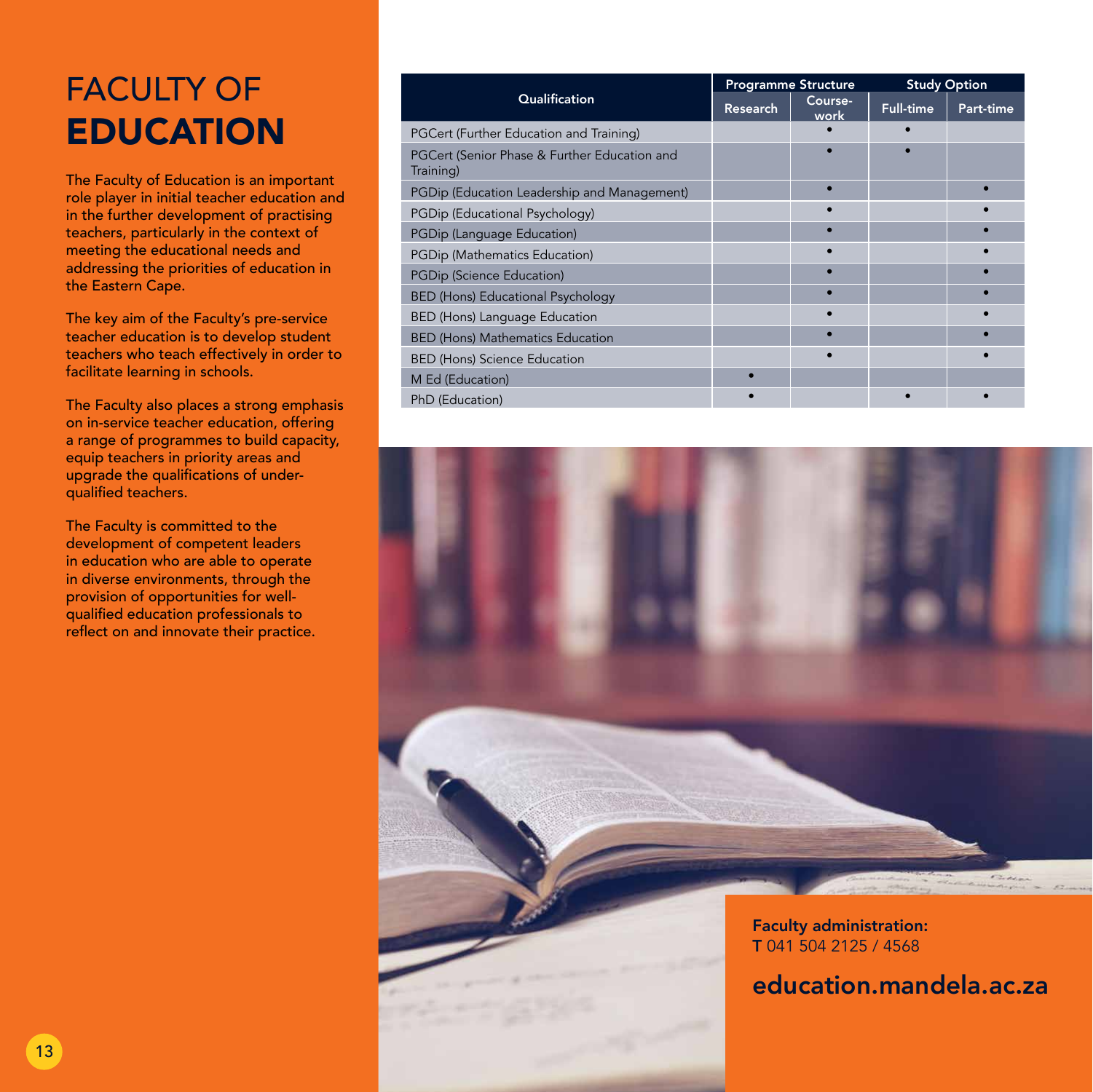# FACULTY OF **EDUCATION**

The Faculty of Education is an important role player in initial teacher education and in the further development of practising teachers, particularly in the context of meeting the educational needs and addressing the priorities of education in the Eastern Cape.

The key aim of the Faculty's pre-service teacher education is to develop student teachers who teach effectively in order to facilitate learning in schools.

The Faculty also places a strong emphasis on in-service teacher education, offering a range of programmes to build capacity, equip teachers in priority areas and upgrade the qualifications of under-qualified teachers.

The Faculty is committed to the development of competent leaders in education who are able to operate in diverse environments, through the provision of opportunities for well-qualified education professionals to reflect on and innovate their practice.

| Qualification | Programme Structure | | Study Option | |
|---|---|---|---|---|
| | Research | Course-work | Full-time | Part-time |
| PGCert (Further Education and Training) | | • | • | |
| PGCert (Senior Phase & Further Education and Training) | | • | • | |
| PGDip (Education Leadership and Management) | | • | | • |
| PGDip (Educational Psychology) | | • | | • |
| PGDip (Language Education) | | • | | • |
| PGDip (Mathematics Education) | | • | | • |
| PGDip (Science Education) | | • | | • |
| BED (Hons) Educational Psychology | | • | | • |
| BED (Hons) Language Education | | • | | • |
| BED (Hons) Mathematics Education | | • | | • |
| BED (Hons) Science Education | | • | | • |
| M Ed (Education) | • | | | |
| PhD (Education) | • | | • | • |

**Faculty administration:**
**T** 041 504 2125 / 4568

**education.mandela.ac.za**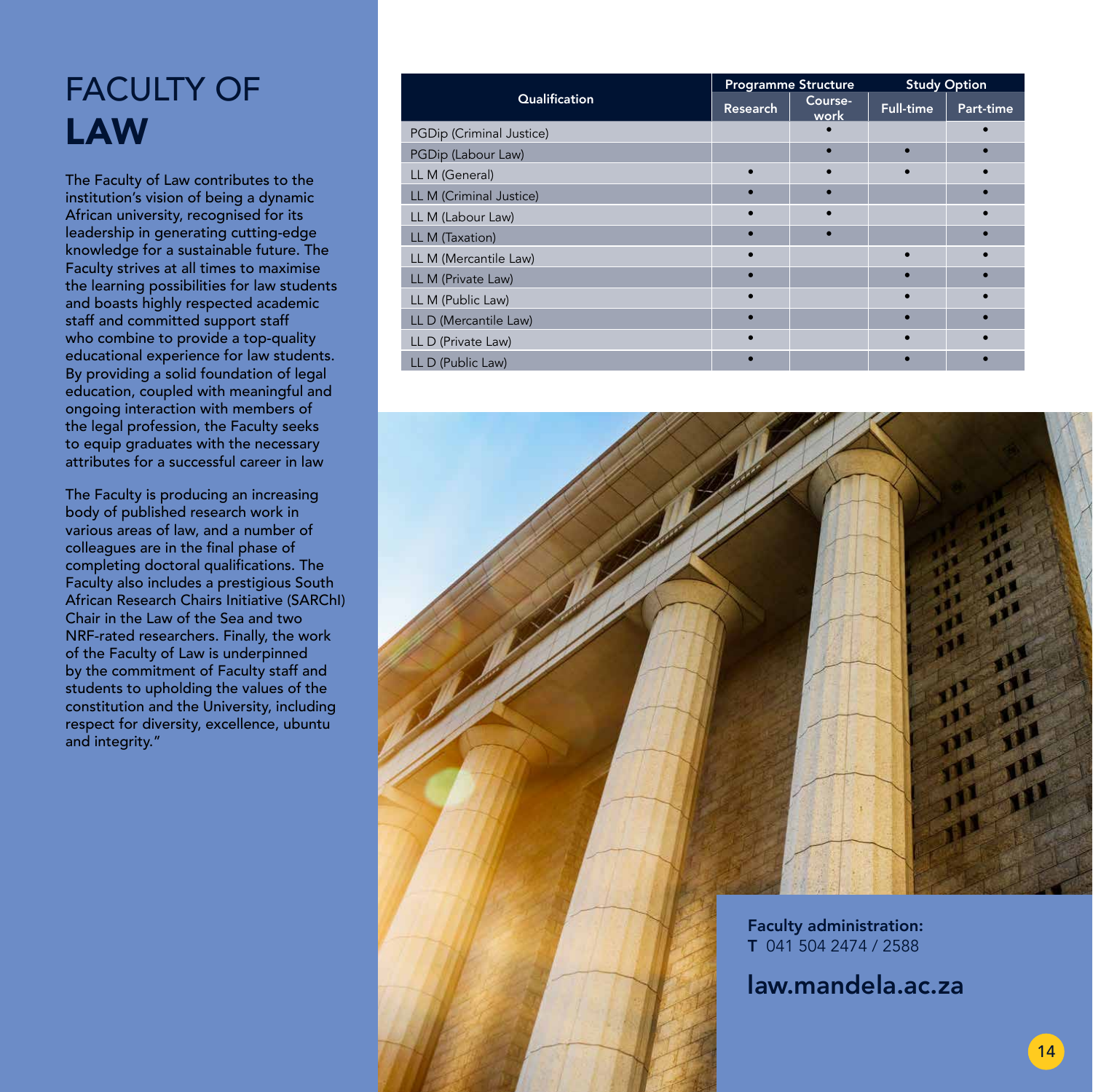# FACULTY OF **LAW**

The Faculty of Law contributes to the institution's vision of being a dynamic African university, recognised for its leadership in generating cutting-edge knowledge for a sustainable future. The Faculty strives at all times to maximise the learning possibilities for law students and boasts highly respected academic staff and committed support staff who combine to provide a top-quality educational experience for law students. By providing a solid foundation of legal education, coupled with meaningful and ongoing interaction with members of the legal profession, the Faculty seeks to equip graduates with the necessary attributes for a successful career in law

The Faculty is producing an increasing body of published research work in various areas of law, and a number of colleagues are in the final phase of completing doctoral qualifications. The Faculty also includes a prestigious South African Research Chairs Initiative (SARChI) Chair in the Law of the Sea and two NRF-rated researchers. Finally, the work of the Faculty of Law is underpinned by the commitment of Faculty staff and students to upholding the values of the constitution and the University, including respect for diversity, excellence, ubuntu and integrity."

| Qualification | Programme Structure | | Study Option | |
|---|---|---|---|---|
| | Research | Course-work | Full-time | Part-time |
| PGDip (Criminal Justice) | | • | | • |
| PGDip (Labour Law) | | • | • | • |
| LL M (General) | • | • | • | • |
| LL M (Criminal Justice) | • | • | | • |
| LL M (Labour Law) | • | • | | • |
| LL M (Taxation) | • | • | | • |
| LL M (Mercantile Law) | • | | • | • |
| LL M (Private Law) | • | | • | • |
| LL M (Public Law) | • | | • | • |
| LL D (Mercantile Law) | • | | • | • |
| LL D (Private Law) | • | | • | • |
| LL D (Public Law) | • | | • | • |

**Faculty administration:**
**T** 041 504 2474 / 2588

**law.mandela.ac.za**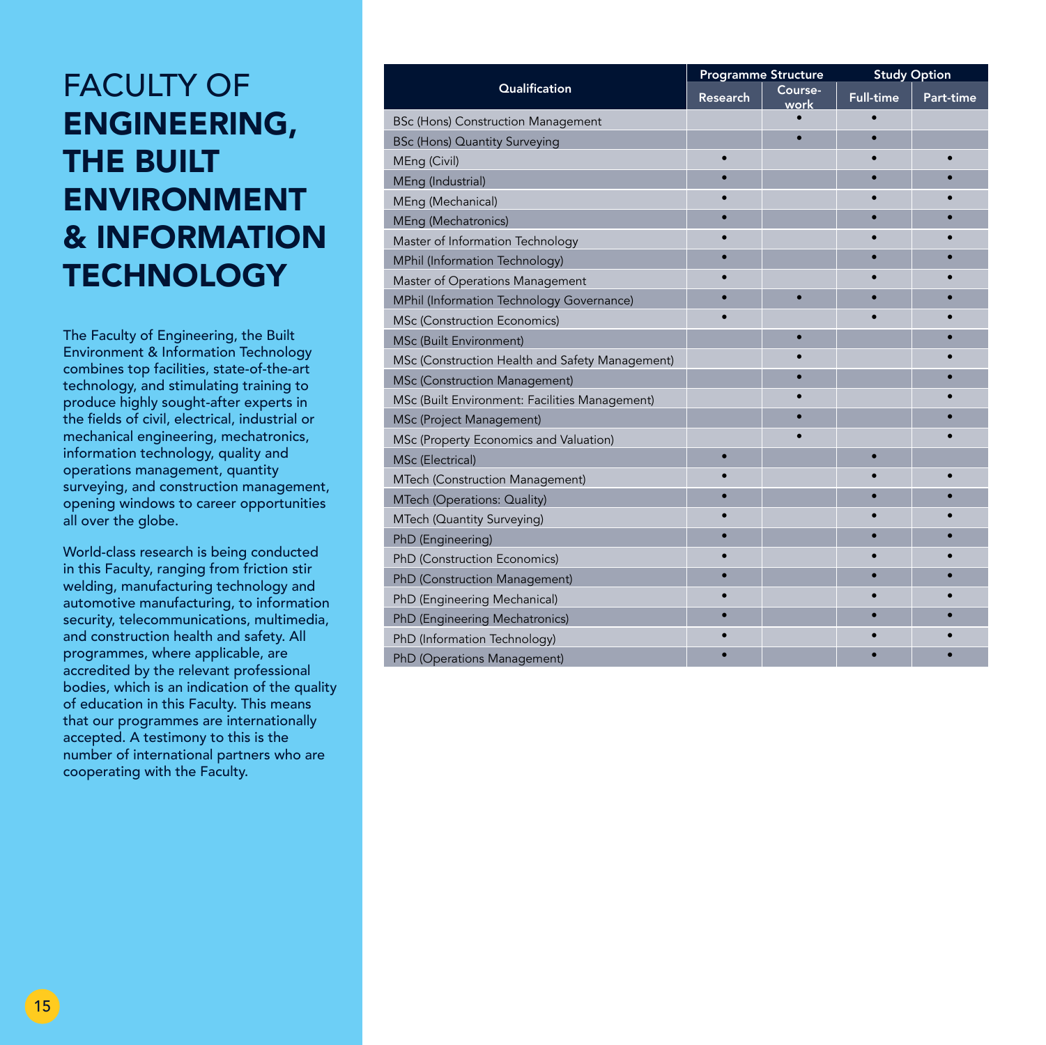# FACULTY OF **ENGINEERING, THE BUILT ENVIRONMENT & INFORMATION TECHNOLOGY**

The Faculty of Engineering, the Built Environment & Information Technology combines top facilities, state-of-the-art technology, and stimulating training to produce highly sought-after experts in the fields of civil, electrical, industrial or mechanical engineering, mechatronics, information technology, quality and operations management, quantity surveying, and construction management, opening windows to career opportunities all over the globe.

World-class research is being conducted in this Faculty, ranging from friction stir welding, manufacturing technology and automotive manufacturing, to information security, telecommunications, multimedia, and construction health and safety. All programmes, where applicable, are accredited by the relevant professional bodies, which is an indication of the quality of education in this Faculty. This means that our programmes are internationally accepted. A testimony to this is the number of international partners who are cooperating with the Faculty.

| Qualification | Programme Structure | | Study Option | |
|---|---|---|---|---|
| | Research | Course-work | Full-time | Part-time |
| BSc (Hons) Construction Management | | • | • | |
| BSc (Hons) Quantity Surveying | | • | • | |
| MEng (Civil) | • | | • | • |
| MEng (Industrial) | • | | • | • |
| MEng (Mechanical) | • | | • | • |
| MEng (Mechatronics) | • | | • | • |
| Master of Information Technology | • | | • | • |
| MPhil (Information Technology) | • | | • | • |
| Master of Operations Management | • | | • | • |
| MPhil (Information Technology Governance) | • | • | • | • |
| MSc (Construction Economics) | • | | • | • |
| MSc (Built Environment) | | • | | • |
| MSc (Construction Health and Safety Management) | | • | | • |
| MSc (Construction Management) | | • | | • |
| MSc (Built Environment: Facilities Management) | | • | | • |
| MSc (Project Management) | | • | | • |
| MSc (Property Economics and Valuation) | | • | | • |
| MSc (Electrical) | • | | • | |
| MTech (Construction Management) | • | | • | • |
| MTech (Operations: Quality) | • | | • | • |
| MTech (Quantity Surveying) | • | | • | • |
| PhD (Engineering) | • | | • | • |
| PhD (Construction Economics) | • | | • | • |
| PhD (Construction Management) | • | | • | • |
| PhD (Engineering Mechanical) | • | | • | • |
| PhD (Engineering Mechatronics) | • | | • | • |
| PhD (Information Technology) | • | | • | • |
| PhD (Operations Management) | • | | • | • |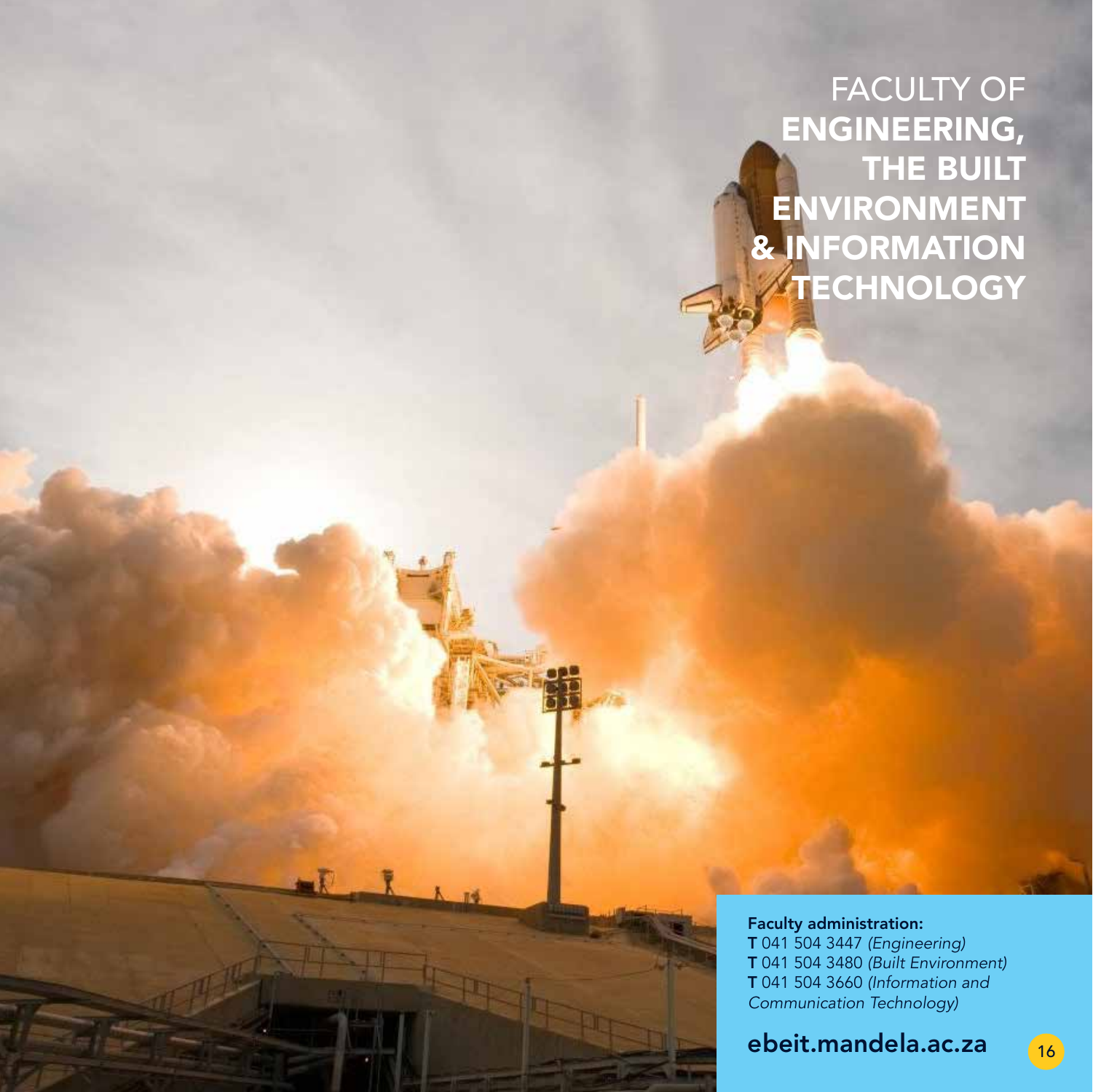# FACULTY OF ENGINEERING, THE BUILT ENVIRONMENT & INFORMATION TECHNOLOGY

**Faculty administration:**
**T** 041 504 3447 *(Engineering)*
**T** 041 504 3480 *(Built Environment)*
**T** 041 504 3660 *(Information and Communication Technology)*

**ebeit.mandela.ac.za**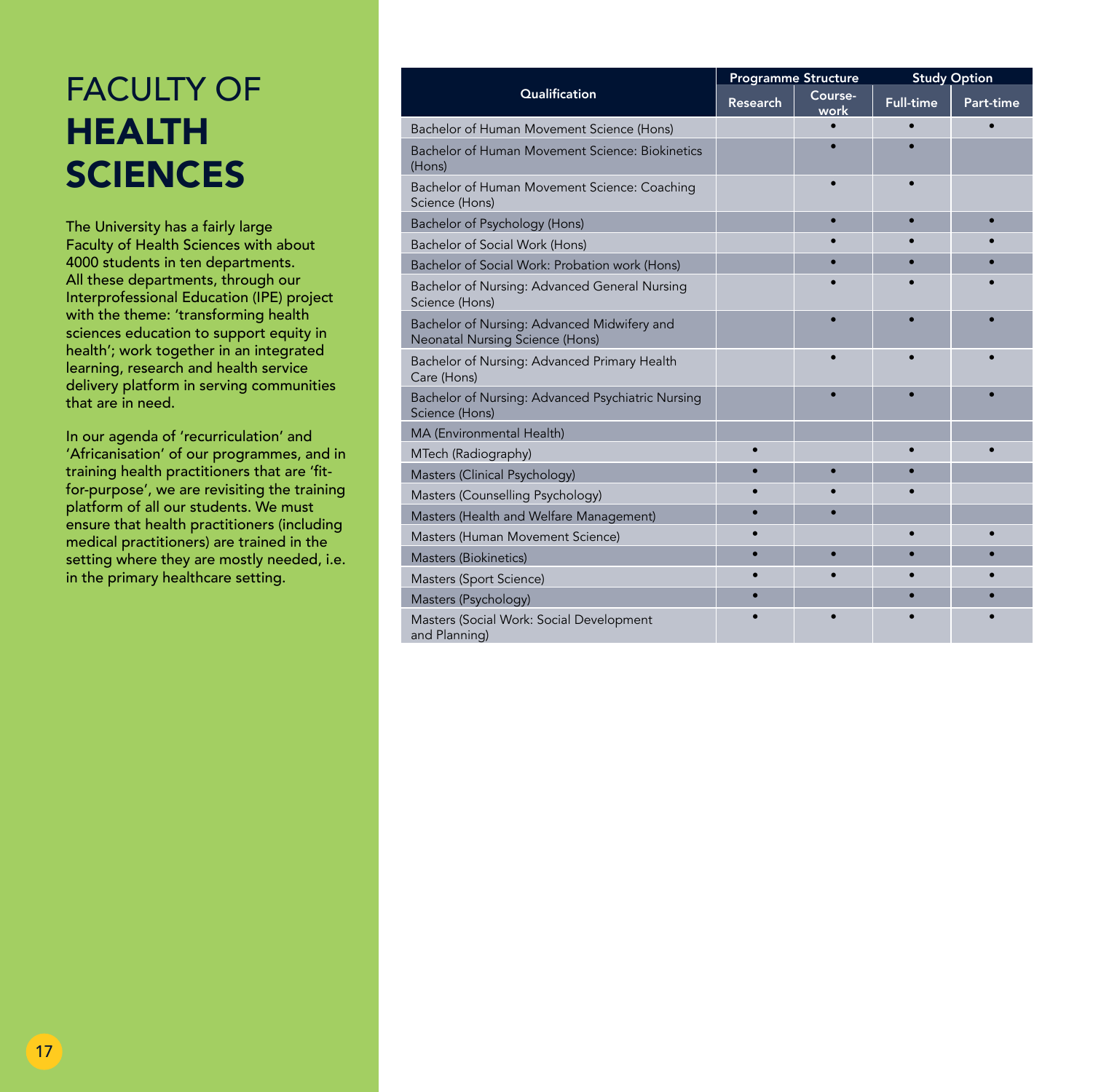# FACULTY OF **HEALTH SCIENCES**

The University has a fairly large Faculty of Health Sciences with about 4000 students in ten departments. All these departments, through our Interprofessional Education (IPE) project with the theme: 'transforming health sciences education to support equity in health'; work together in an integrated learning, research and health service delivery platform in serving communities that are in need.

In our agenda of 'recurriculation' and 'Africanisation' of our programmes, and in training health practitioners that are 'fit-for-purpose', we are revisiting the training platform of all our students. We must ensure that health practitioners (including medical practitioners) are trained in the setting where they are mostly needed, i.e. in the primary healthcare setting.

| Qualification | Programme Structure | | Study Option | |
|---|---|---|---|---|
| | Research | Course-work | Full-time | Part-time |
| Bachelor of Human Movement Science (Hons) | | • | • | • |
| Bachelor of Human Movement Science: Biokinetics (Hons) | | • | • | |
| Bachelor of Human Movement Science: Coaching Science (Hons) | | • | • | |
| Bachelor of Psychology (Hons) | | • | • | • |
| Bachelor of Social Work (Hons) | | • | • | • |
| Bachelor of Social Work: Probation work (Hons) | | • | • | • |
| Bachelor of Nursing: Advanced General Nursing Science (Hons) | | • | • | • |
| Bachelor of Nursing: Advanced Midwifery and Neonatal Nursing Science (Hons) | | • | • | • |
| Bachelor of Nursing: Advanced Primary Health Care (Hons) | | • | • | • |
| Bachelor of Nursing: Advanced Psychiatric Nursing Science (Hons) | | • | • | • |
| MA (Environmental Health) | | | | |
| MTech (Radiography) | • | | • | • |
| Masters (Clinical Psychology) | • | • | • | |
| Masters (Counselling Psychology) | • | • | • | |
| Masters (Health and Welfare Management) | • | • | | |
| Masters (Human Movement Science) | • | | • | • |
| Masters (Biokinetics) | • | • | • | • |
| Masters (Sport Science) | • | • | • | • |
| Masters (Psychology) | • | | • | • |
| Masters (Social Work: Social Development and Planning) | • | • | • | • |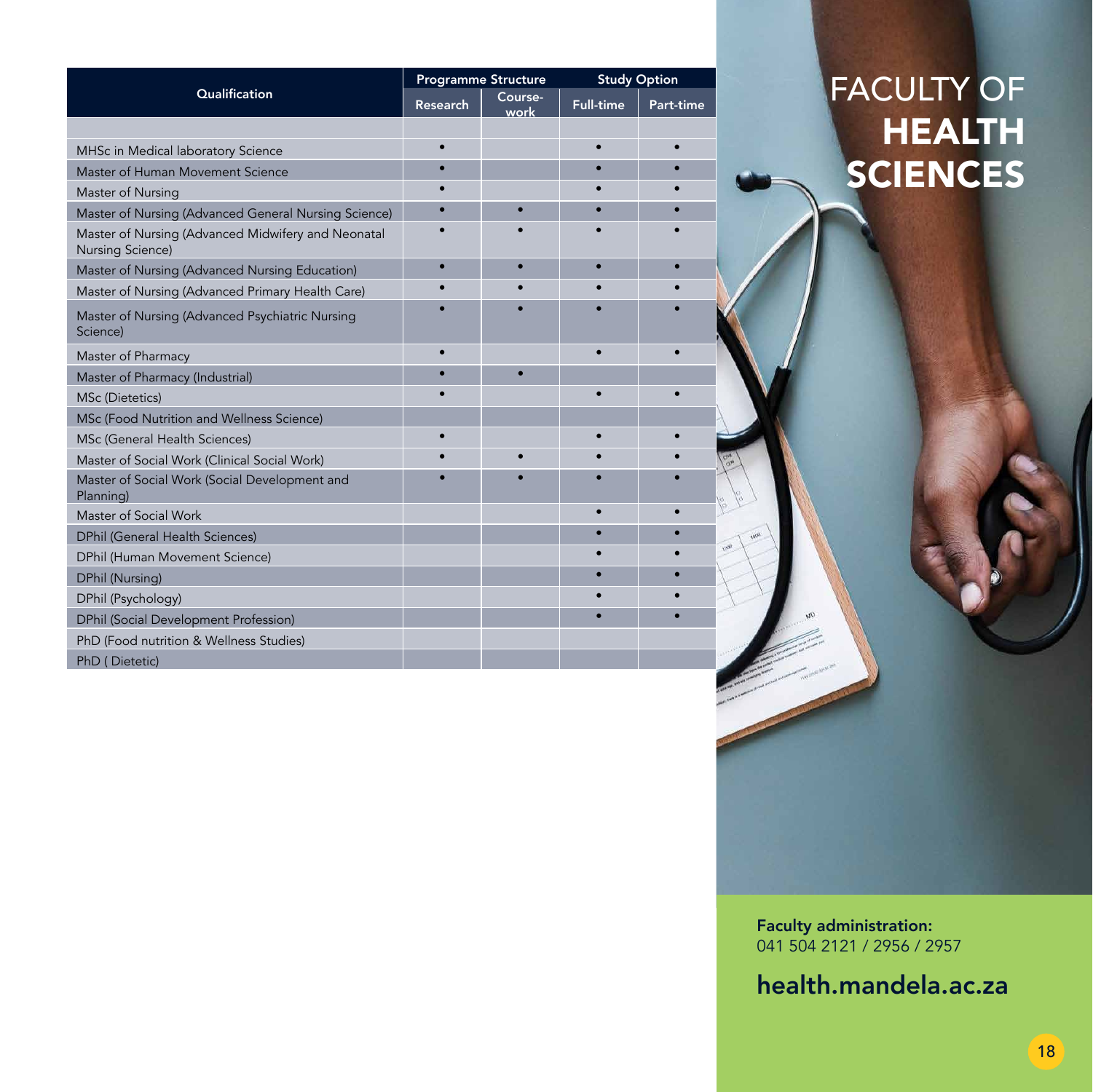# FACULTY OF HEALTH SCIENCES

| Qualification | Programme Structure | | Study Option | |
|---|---|---|---|---|
| | Research | Course-work | Full-time | Part-time |
| | | | | |
| MHSc in Medical laboratory Science | • | | • | • |
| Master of Human Movement Science | • | | • | • |
| Master of Nursing | • | | • | • |
| Master of Nursing (Advanced General Nursing Science) | • | • | • | • |
| Master of Nursing (Advanced Midwifery and Neonatal Nursing Science) | • | • | • | • |
| Master of Nursing (Advanced Nursing Education) | • | • | • | • |
| Master of Nursing (Advanced Primary Health Care) | • | • | • | • |
| Master of Nursing (Advanced Psychiatric Nursing Science) | • | • | • | • |
| Master of Pharmacy | • | | • | • |
| Master of Pharmacy (Industrial) | • | • | | |
| MSc (Dietetics) | • | | • | • |
| MSc (Food Nutrition and Wellness Science) | | | | |
| MSc (General Health Sciences) | • | | • | • |
| Master of Social Work (Clinical Social Work) | • | • | • | • |
| Master of Social Work (Social Development and Planning) | • | • | • | • |
| Master of Social Work | | | • | • |
| DPhil (General Health Sciences) | | | • | • |
| DPhil (Human Movement Science) | | | • | • |
| DPhil (Nursing) | | | • | • |
| DPhil (Psychology) | | | • | • |
| DPhil (Social Development Profession) | | | • | • |
| PhD (Food nutrition & Wellness Studies) | | | | |
| PhD ( Dietetic) | | | | |

**Faculty administration:**
041 504 2121 / 2956 / 2957

**health.mandela.ac.za**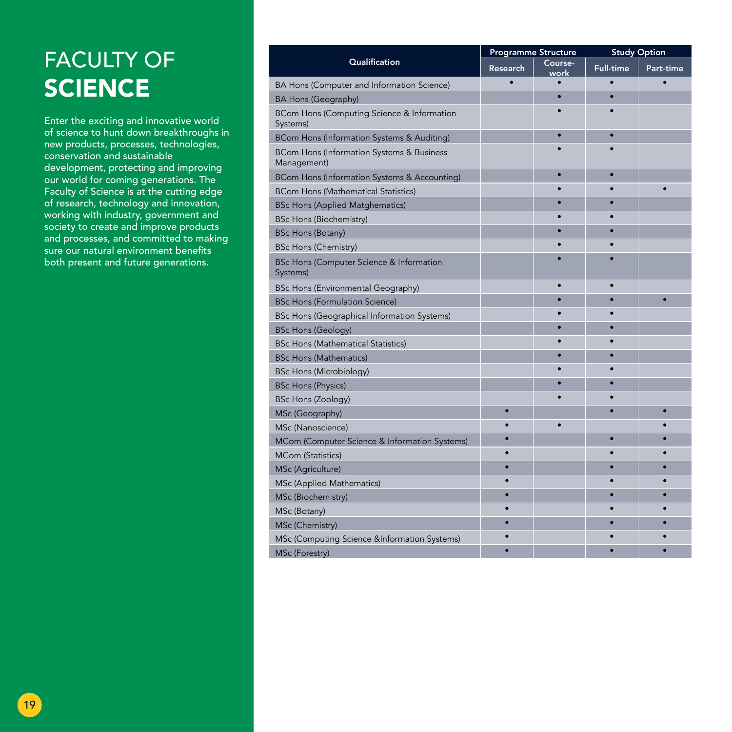# FACULTY OF **SCIENCE**

Enter the exciting and innovative world of science to hunt down breakthroughs in new products, processes, technologies, conservation and sustainable development, protecting and improving our world for coming generations. The Faculty of Science is at the cutting edge of research, technology and innovation, working with industry, government and society to create and improve products and processes, and committed to making sure our natural environment benefits both present and future generations.

| Qualification | Programme Structure | | Study Option | |
|---|---|---|---|---|
| | Research | Course-work | Full-time | Part-time |
| BA Hons (Computer and Information Science) | • | • | • | • |
| BA Hons (Geography) | | • | • | |
| BCom Hons (Computing Science & Information Systems) | | • | • | |
| BCom Hons (Information Systems & Auditing) | | • | • | |
| BCom Hons (Information Systems & Business Management) | | • | • | |
| BCom Hons (Information Systems & Accounting) | | • | • | |
| BCom Hons (Mathematical Statistics) | | • | • | • |
| BSc Hons (Applied Matghematics) | | • | • | |
| BSc Hons (Biochemistry) | | • | • | |
| BSc Hons (Botany) | | • | • | |
| BSc Hons (Chemistry) | | • | • | |
| BSc Hons (Computer Science & Information Systems) | | • | • | |
| BSc Hons (Environmental Geography) | | • | • | |
| BSc Hons (Formulation Science) | | • | • | • |
| BSc Hons (Geographical Information Systems) | | • | • | |
| BSc Hons (Geology) | | • | • | |
| BSc Hons (Mathematical Statistics) | | • | • | |
| BSc Hons (Mathematics) | | • | • | |
| BSc Hons (Microbiology) | | • | • | |
| BSc Hons (Physics) | | • | • | |
| BSc Hons (Zoology) | | • | • | |
| MSc (Geography) | • | | • | • |
| MSc (Nanoscience) | • | • | | • |
| MCom (Computer Science & Information Systems) | • | | • | • |
| MCom (Statistics) | • | | • | • |
| MSc (Agriculture) | • | | • | • |
| MSc (Applied Mathematics) | • | | • | • |
| MSc (Biochemistry) | • | | • | • |
| MSc (Botany) | • | | • | • |
| MSc (Chemistry) | • | | • | • |
| MSc (Computing Science &Information Systems) | • | | • | • |
| MSc (Forestry) | • | | • | • |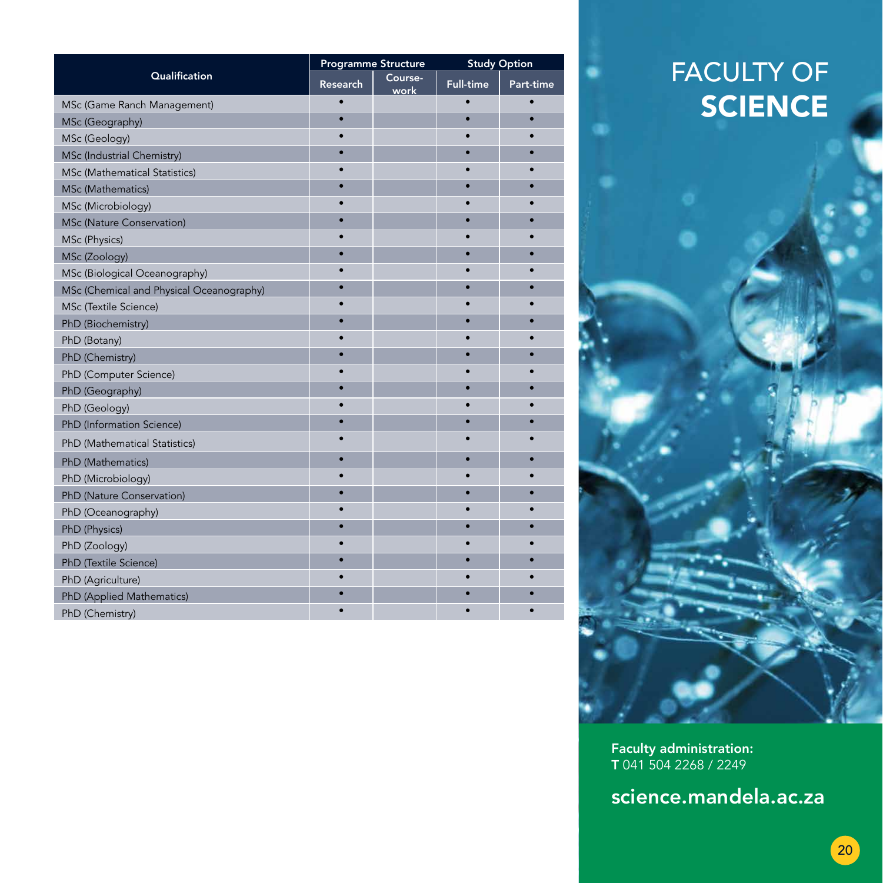| Qualification | Programme Structure | | Study Option | |
|---|---|---|---|---|
| | Research | Course-work | Full-time | Part-time |
| MSc (Game Ranch Management) | • | | • | • |
| MSc (Geography) | • | | • | • |
| MSc (Geology) | • | | • | • |
| MSc (Industrial Chemistry) | • | | • | • |
| MSc (Mathematical Statistics) | • | | • | • |
| MSc (Mathematics) | • | | • | • |
| MSc (Microbiology) | • | | • | • |
| MSc (Nature Conservation) | • | | • | • |
| MSc (Physics) | • | | • | • |
| MSc (Zoology) | • | | • | • |
| MSc (Biological Oceanography) | • | | • | • |
| MSc (Chemical and Physical Oceanography) | • | | • | • |
| MSc (Textile Science) | • | | • | • |
| PhD (Biochemistry) | • | | • | • |
| PhD (Botany) | • | | • | • |
| PhD (Chemistry) | • | | • | • |
| PhD (Computer Science) | • | | • | • |
| PhD (Geography) | • | | • | • |
| PhD (Geology) | • | | • | • |
| PhD (Information Science) | • | | • | • |
| PhD (Mathematical Statistics) | • | | • | • |
| PhD (Mathematics) | • | | • | • |
| PhD (Microbiology) | • | | • | • |
| PhD (Nature Conservation) | • | | • | • |
| PhD (Oceanography) | • | | • | • |
| PhD (Physics) | • | | • | • |
| PhD (Zoology) | • | | • | • |
| PhD (Textile Science) | • | | • | • |
| PhD (Agriculture) | • | | • | • |
| PhD (Applied Mathematics) | • | | • | • |
| PhD (Chemistry) | • | | • | • |

# FACULTY OF **SCIENCE**

**Faculty administration:**
**T** 041 504 2268 / 2249

**science.mandela.ac.za**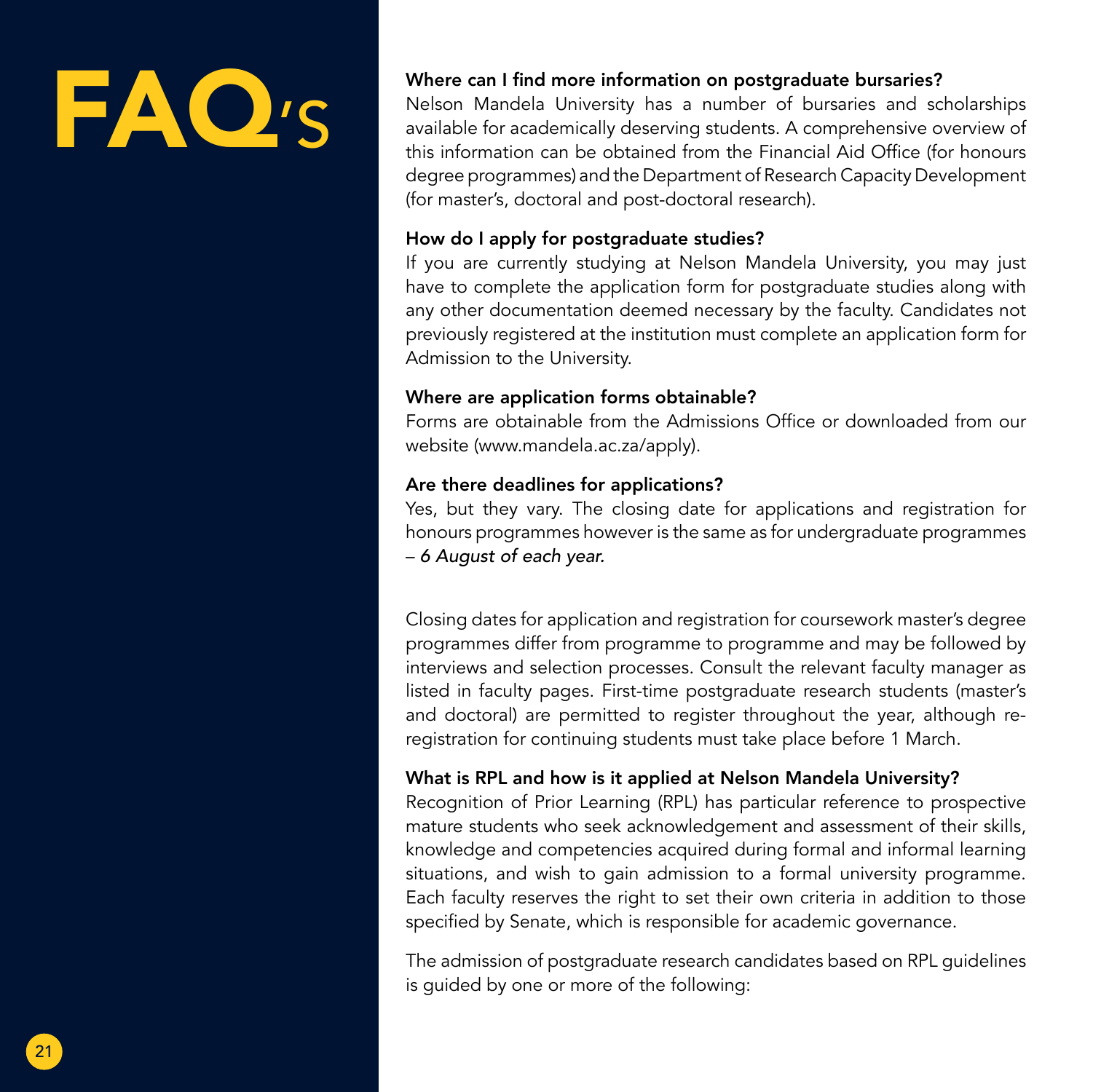# FAQ's

**Where can I find more information on postgraduate bursaries?**

Nelson Mandela University has a number of bursaries and scholarships available for academically deserving students. A comprehensive overview of this information can be obtained from the Financial Aid Office (for honours degree programmes) and the Department of Research Capacity Development (for master's, doctoral and post-doctoral research).

**How do I apply for postgraduate studies?**

If you are currently studying at Nelson Mandela University, you may just have to complete the application form for postgraduate studies along with any other documentation deemed necessary by the faculty. Candidates not previously registered at the institution must complete an application form for Admission to the University.

**Where are application forms obtainable?**

Forms are obtainable from the Admissions Office or downloaded from our website (www.mandela.ac.za/apply).

**Are there deadlines for applications?**

Yes, but they vary. The closing date for applications and registration for honours programmes however is the same as for undergraduate programmes – *6 August of each year.*

Closing dates for application and registration for coursework master's degree programmes differ from programme to programme and may be followed by interviews and selection processes. Consult the relevant faculty manager as listed in faculty pages. First-time postgraduate research students (master's and doctoral) are permitted to register throughout the year, although re-registration for continuing students must take place before 1 March.

**What is RPL and how is it applied at Nelson Mandela University?**

Recognition of Prior Learning (RPL) has particular reference to prospective mature students who seek acknowledgement and assessment of their skills, knowledge and competencies acquired during formal and informal learning situations, and wish to gain admission to a formal university programme. Each faculty reserves the right to set their own criteria in addition to those specified by Senate, which is responsible for academic governance.

The admission of postgraduate research candidates based on RPL guidelines is guided by one or more of the following: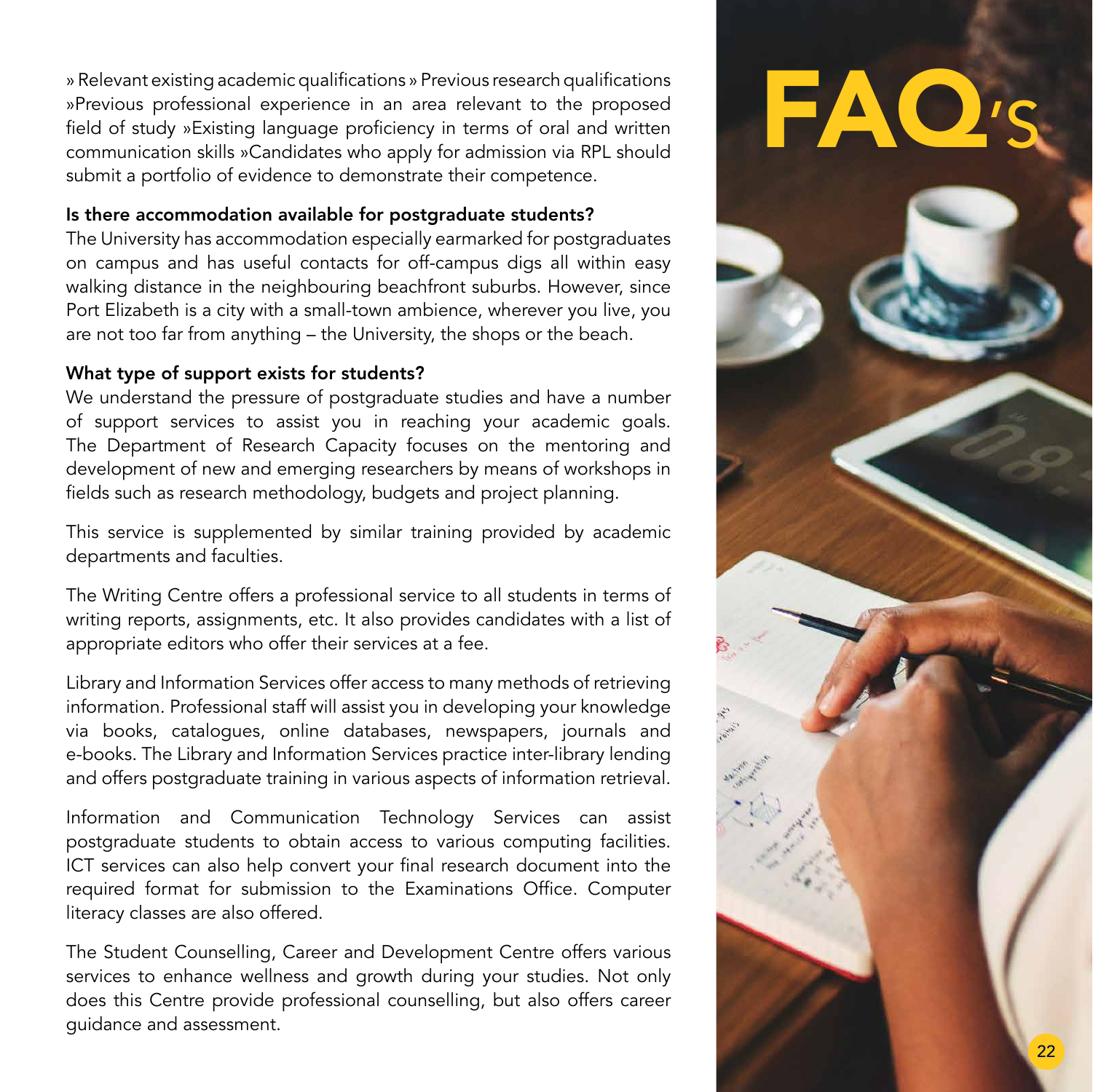# FAQ's

» Relevant existing academic qualifications » Previous research qualifications »Previous professional experience in an area relevant to the proposed field of study »Existing language proficiency in terms of oral and written communication skills »Candidates who apply for admission via RPL should submit a portfolio of evidence to demonstrate their competence.

**Is there accommodation available for postgraduate students?**

The University has accommodation especially earmarked for postgraduates on campus and has useful contacts for off-campus digs all within easy walking distance in the neighbouring beachfront suburbs. However, since Port Elizabeth is a city with a small-town ambience, wherever you live, you are not too far from anything – the University, the shops or the beach.

**What type of support exists for students?**

We understand the pressure of postgraduate studies and have a number of support services to assist you in reaching your academic goals. The Department of Research Capacity focuses on the mentoring and development of new and emerging researchers by means of workshops in fields such as research methodology, budgets and project planning.

This service is supplemented by similar training provided by academic departments and faculties.

The Writing Centre offers a professional service to all students in terms of writing reports, assignments, etc. It also provides candidates with a list of appropriate editors who offer their services at a fee.

Library and Information Services offer access to many methods of retrieving information. Professional staff will assist you in developing your knowledge via books, catalogues, online databases, newspapers, journals and e-books. The Library and Information Services practice inter-library lending and offers postgraduate training in various aspects of information retrieval.

Information and Communication Technology Services can assist postgraduate students to obtain access to various computing facilities. ICT services can also help convert your final research document into the required format for submission to the Examinations Office. Computer literacy classes are also offered.

The Student Counselling, Career and Development Centre offers various services to enhance wellness and growth during your studies. Not only does this Centre provide professional counselling, but also offers career guidance and assessment.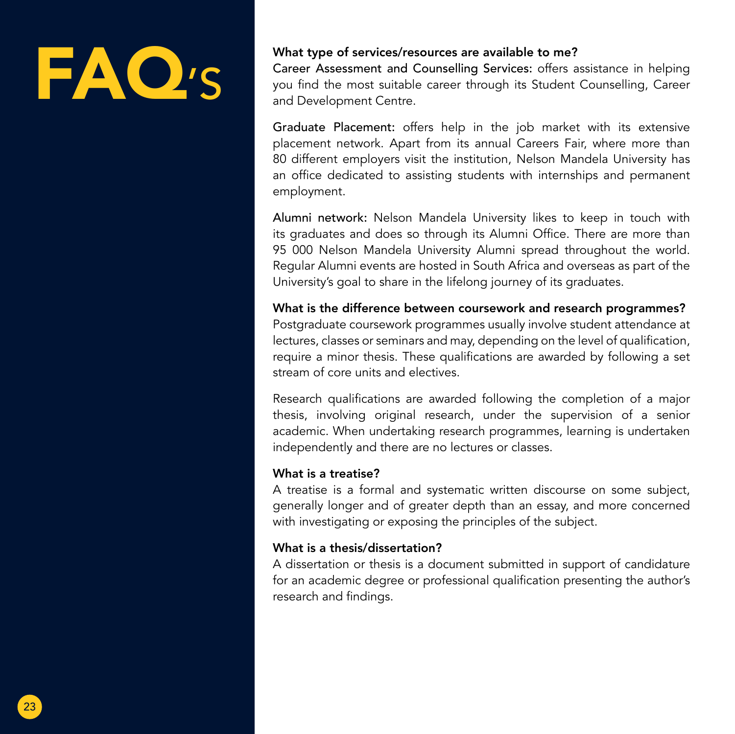# FAQ's

### What type of services/resources are available to me?

Career Assessment and Counselling Services: offers assistance in helping you find the most suitable career through its Student Counselling, Career and Development Centre.

Graduate Placement: offers help in the job market with its extensive placement network. Apart from its annual Careers Fair, where more than 80 different employers visit the institution, Nelson Mandela University has an office dedicated to assisting students with internships and permanent employment.

Alumni network: Nelson Mandela University likes to keep in touch with its graduates and does so through its Alumni Office. There are more than 95 000 Nelson Mandela University Alumni spread throughout the world. Regular Alumni events are hosted in South Africa and overseas as part of the University's goal to share in the lifelong journey of its graduates.

### What is the difference between coursework and research programmes?

Postgraduate coursework programmes usually involve student attendance at lectures, classes or seminars and may, depending on the level of qualification, require a minor thesis. These qualifications are awarded by following a set stream of core units and electives.

Research qualifications are awarded following the completion of a major thesis, involving original research, under the supervision of a senior academic. When undertaking research programmes, learning is undertaken independently and there are no lectures or classes.

### What is a treatise?

A treatise is a formal and systematic written discourse on some subject, generally longer and of greater depth than an essay, and more concerned with investigating or exposing the principles of the subject.

### What is a thesis/dissertation?

A dissertation or thesis is a document submitted in support of candidature for an academic degree or professional qualification presenting the author's research and findings.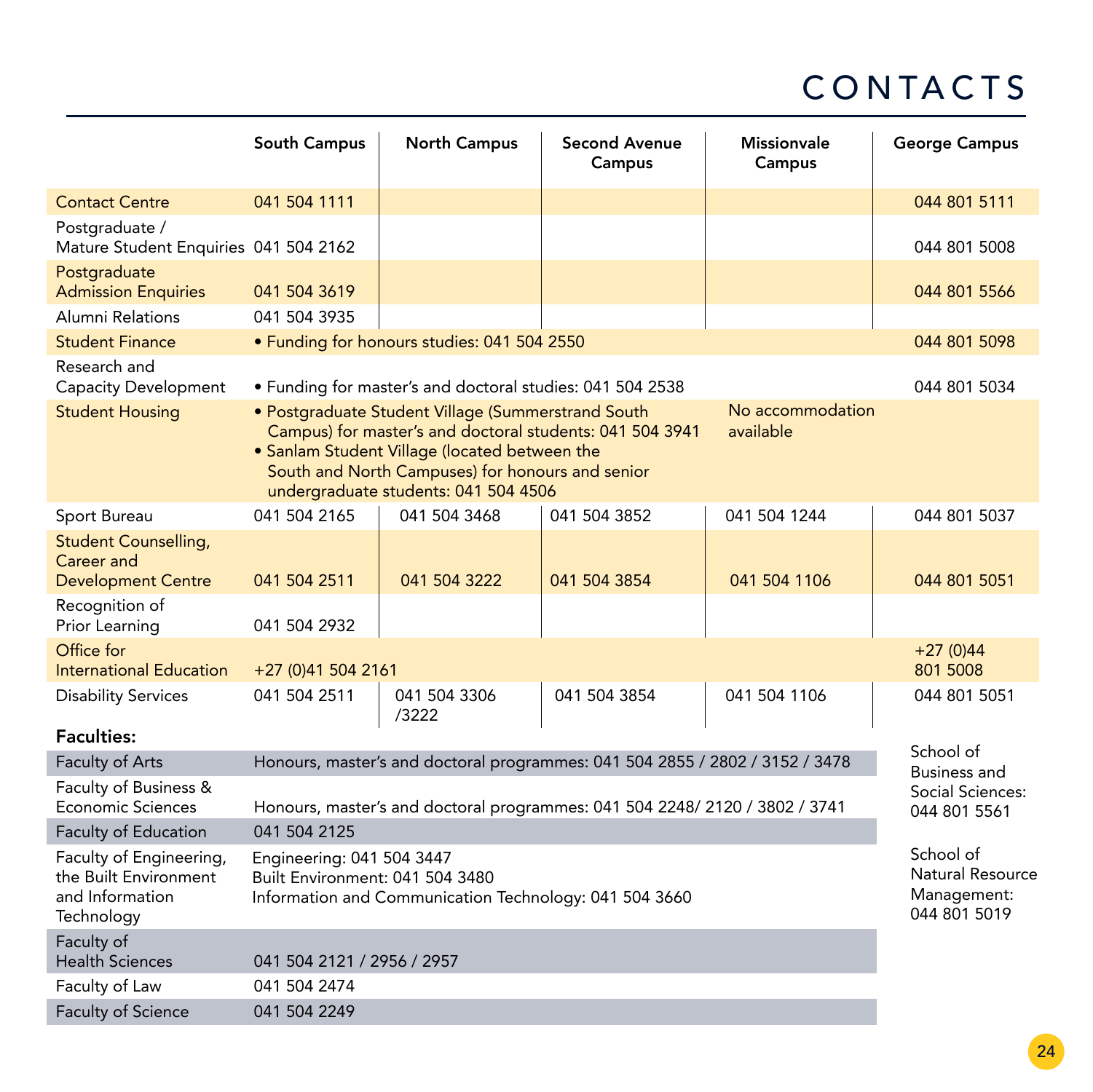# CONTACTS

| | South Campus | North Campus | Second Avenue Campus | Missionvale Campus | George Campus |
|---|---|---|---|---|---|
| Contact Centre | 041 504 1111 | | | | 044 801 5111 |
| Postgraduate / Mature Student Enquiries | 041 504 2162 | | | | 044 801 5008 |
| Postgraduate Admission Enquiries | 041 504 3619 | | | | 044 801 5566 |
| Alumni Relations | 041 504 3935 | | | | |
| Student Finance | • Funding for honours studies: 041 504 2550 | | | | 044 801 5098 |
| Research and Capacity Development | • Funding for master's and doctoral studies: 041 504 2538 | | | | 044 801 5034 |
| Student Housing | • Postgraduate Student Village (Summerstrand South Campus) for master's and doctoral students: 041 504 3941<br>• Sanlam Student Village (located between the South and North Campuses) for honours and senior undergraduate students: 041 504 4506 | | | No accommodation available | |
| Sport Bureau | 041 504 2165 | 041 504 3468 | 041 504 3852 | 041 504 1244 | 044 801 5037 |
| Student Counselling, Career and Development Centre | 041 504 2511 | 041 504 3222 | 041 504 3854 | 041 504 1106 | 044 801 5051 |
| Recognition of Prior Learning | 041 504 2932 | | | | |
| Office for International Education | +27 (0)41 504 2161 | | | | +27 (0)44 801 5008 |
| Disability Services | 041 504 2511 | 041 504 3306 /3222 | 041 504 3854 | 041 504 1106 | 044 801 5051 |

**Faculties:**

| | | George Campus |
|---|---|---|
| Faculty of Arts | Honours, master's and doctoral programmes: 041 504 2855 / 2802 / 3152 / 3478 | School of Business and Social Sciences: 044 801 5561 |
| Faculty of Business & Economic Sciences | Honours, master's and doctoral programmes: 041 504 2248/ 2120 / 3802 / 3741 | |
| Faculty of Education | 041 504 2125 | |
| Faculty of Engineering, the Built Environment and Information Technology | Engineering: 041 504 3447<br>Built Environment: 041 504 3480<br>Information and Communication Technology: 041 504 3660 | School of Natural Resource Management: 044 801 5019 |
| Faculty of Health Sciences | 041 504 2121 / 2956 / 2957 | |
| Faculty of Law | 041 504 2474 | |
| Faculty of Science | 041 504 2249 | |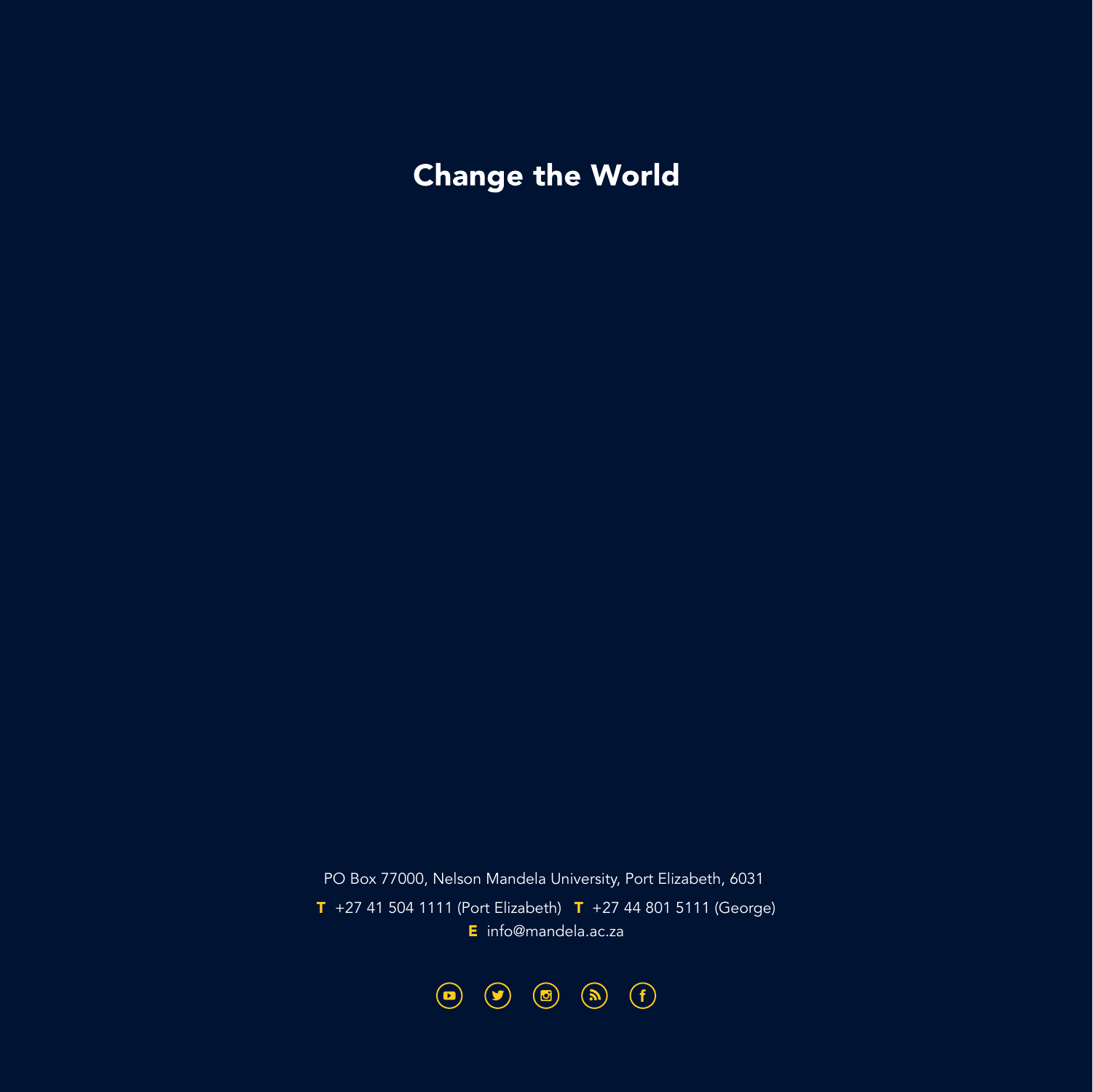# Change the World

PO Box 77000, Nelson Mandela University, Port Elizabeth, 6031

**T** +27 41 504 1111 (Port Elizabeth) **T** +27 44 801 5111 (George)

**E** info@mandela.ac.za